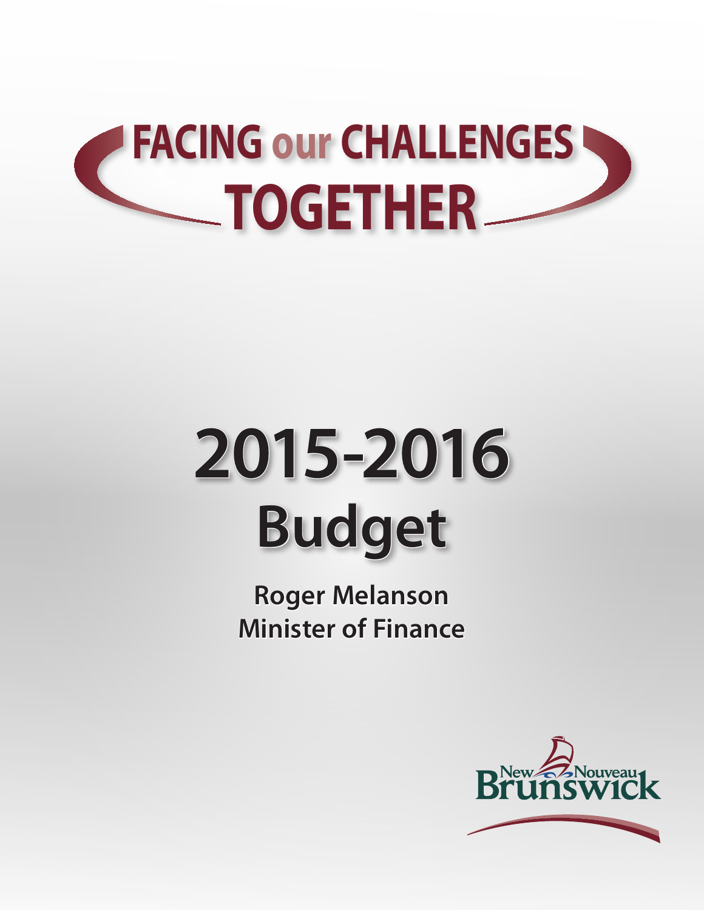# FACING our CHALLENGES TOGETHER

# 2015-2016 Budget

**Roger Melanson**
**Minister of Finance**

New Nouveau Brunswick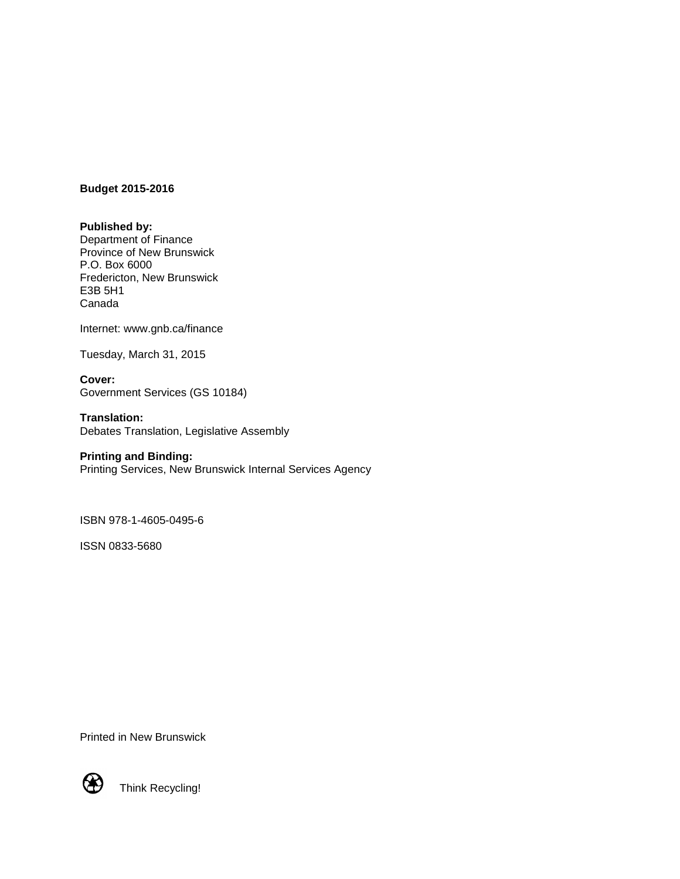**Budget 2015-2016**

**Published by:**
Department of Finance
Province of New Brunswick
P.O. Box 6000
Fredericton, New Brunswick
E3B 5H1
Canada

Internet: www.gnb.ca/finance

Tuesday, March 31, 2015

**Cover:**
Government Services (GS 10184)

**Translation:**
Debates Translation, Legislative Assembly

**Printing and Binding:**
Printing Services, New Brunswick Internal Services Agency

ISBN 978-1-4605-0495-6

ISSN 0833-5680

Printed in New Brunswick

Think Recycling!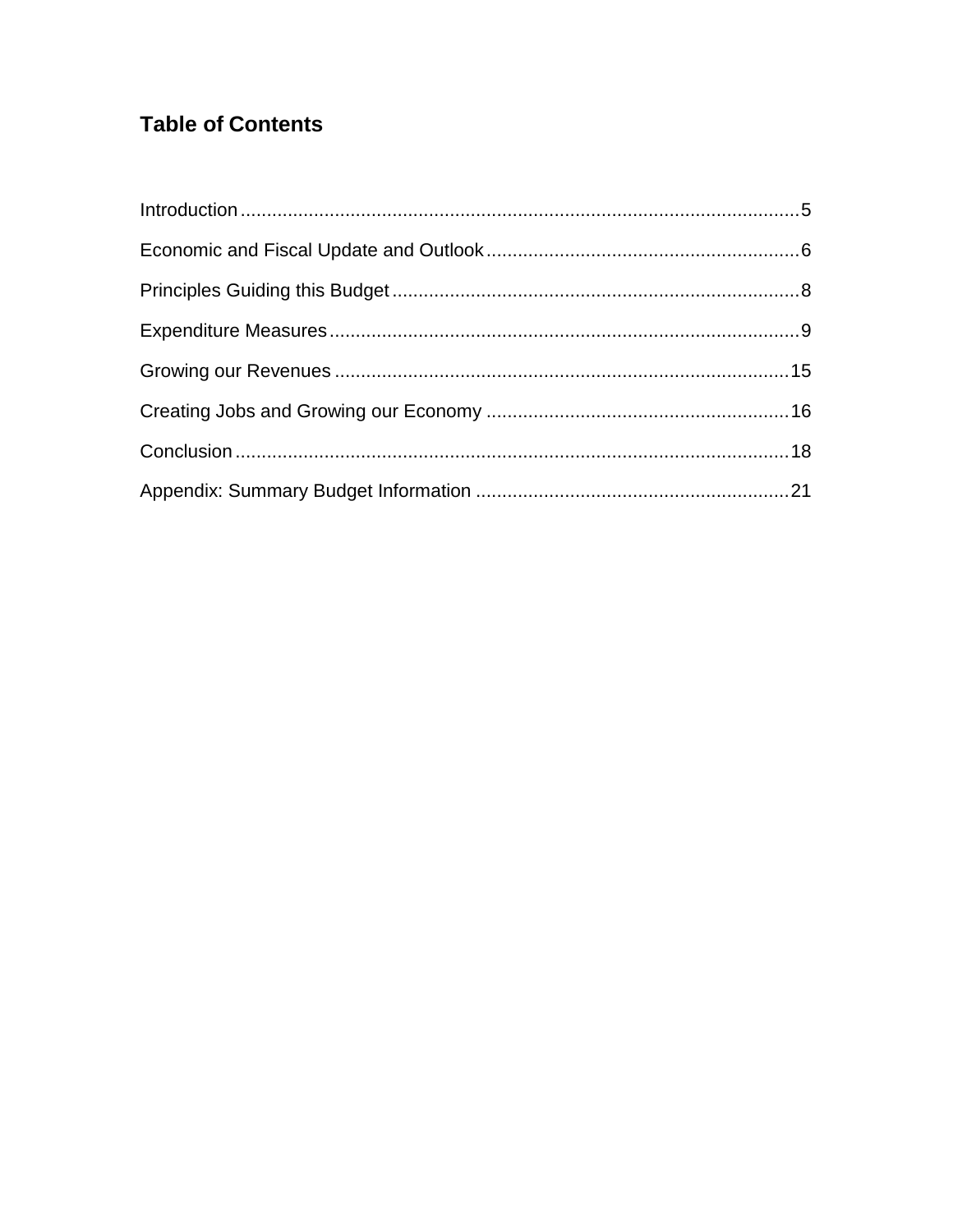## Table of Contents

| | |
|---|---|
| Introduction | 5 |
| Economic and Fiscal Update and Outlook | 6 |
| Principles Guiding this Budget | 8 |
| Expenditure Measures | 9 |
| Growing our Revenues | 15 |
| Creating Jobs and Growing our Economy | 16 |
| Conclusion | 18 |
| Appendix: Summary Budget Information | 21 |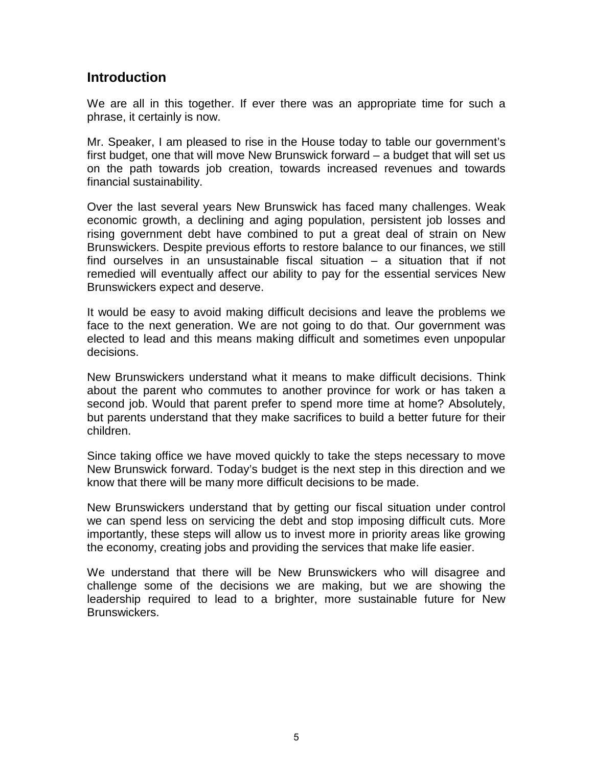## Introduction

We are all in this together. If ever there was an appropriate time for such a phrase, it certainly is now.

Mr. Speaker, I am pleased to rise in the House today to table our government's first budget, one that will move New Brunswick forward – a budget that will set us on the path towards job creation, towards increased revenues and towards financial sustainability.

Over the last several years New Brunswick has faced many challenges. Weak economic growth, a declining and aging population, persistent job losses and rising government debt have combined to put a great deal of strain on New Brunswickers. Despite previous efforts to restore balance to our finances, we still find ourselves in an unsustainable fiscal situation – a situation that if not remedied will eventually affect our ability to pay for the essential services New Brunswickers expect and deserve.

It would be easy to avoid making difficult decisions and leave the problems we face to the next generation. We are not going to do that. Our government was elected to lead and this means making difficult and sometimes even unpopular decisions.

New Brunswickers understand what it means to make difficult decisions. Think about the parent who commutes to another province for work or has taken a second job. Would that parent prefer to spend more time at home? Absolutely, but parents understand that they make sacrifices to build a better future for their children.

Since taking office we have moved quickly to take the steps necessary to move New Brunswick forward. Today's budget is the next step in this direction and we know that there will be many more difficult decisions to be made.

New Brunswickers understand that by getting our fiscal situation under control we can spend less on servicing the debt and stop imposing difficult cuts. More importantly, these steps will allow us to invest more in priority areas like growing the economy, creating jobs and providing the services that make life easier.

We understand that there will be New Brunswickers who will disagree and challenge some of the decisions we are making, but we are showing the leadership required to lead to a brighter, more sustainable future for New Brunswickers.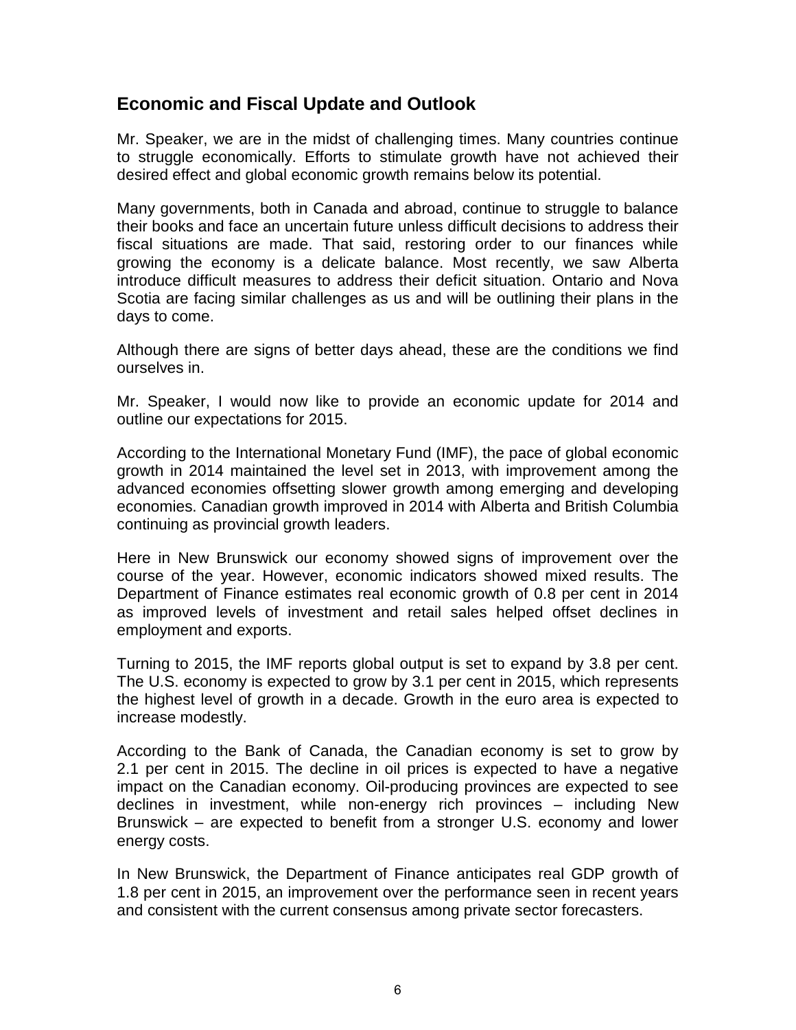## Economic and Fiscal Update and Outlook

Mr. Speaker, we are in the midst of challenging times. Many countries continue to struggle economically. Efforts to stimulate growth have not achieved their desired effect and global economic growth remains below its potential.

Many governments, both in Canada and abroad, continue to struggle to balance their books and face an uncertain future unless difficult decisions to address their fiscal situations are made. That said, restoring order to our finances while growing the economy is a delicate balance. Most recently, we saw Alberta introduce difficult measures to address their deficit situation. Ontario and Nova Scotia are facing similar challenges as us and will be outlining their plans in the days to come.

Although there are signs of better days ahead, these are the conditions we find ourselves in.

Mr. Speaker, I would now like to provide an economic update for 2014 and outline our expectations for 2015.

According to the International Monetary Fund (IMF), the pace of global economic growth in 2014 maintained the level set in 2013, with improvement among the advanced economies offsetting slower growth among emerging and developing economies. Canadian growth improved in 2014 with Alberta and British Columbia continuing as provincial growth leaders.

Here in New Brunswick our economy showed signs of improvement over the course of the year. However, economic indicators showed mixed results. The Department of Finance estimates real economic growth of 0.8 per cent in 2014 as improved levels of investment and retail sales helped offset declines in employment and exports.

Turning to 2015, the IMF reports global output is set to expand by 3.8 per cent. The U.S. economy is expected to grow by 3.1 per cent in 2015, which represents the highest level of growth in a decade. Growth in the euro area is expected to increase modestly.

According to the Bank of Canada, the Canadian economy is set to grow by 2.1 per cent in 2015. The decline in oil prices is expected to have a negative impact on the Canadian economy. Oil-producing provinces are expected to see declines in investment, while non-energy rich provinces – including New Brunswick – are expected to benefit from a stronger U.S. economy and lower energy costs.

In New Brunswick, the Department of Finance anticipates real GDP growth of 1.8 per cent in 2015, an improvement over the performance seen in recent years and consistent with the current consensus among private sector forecasters.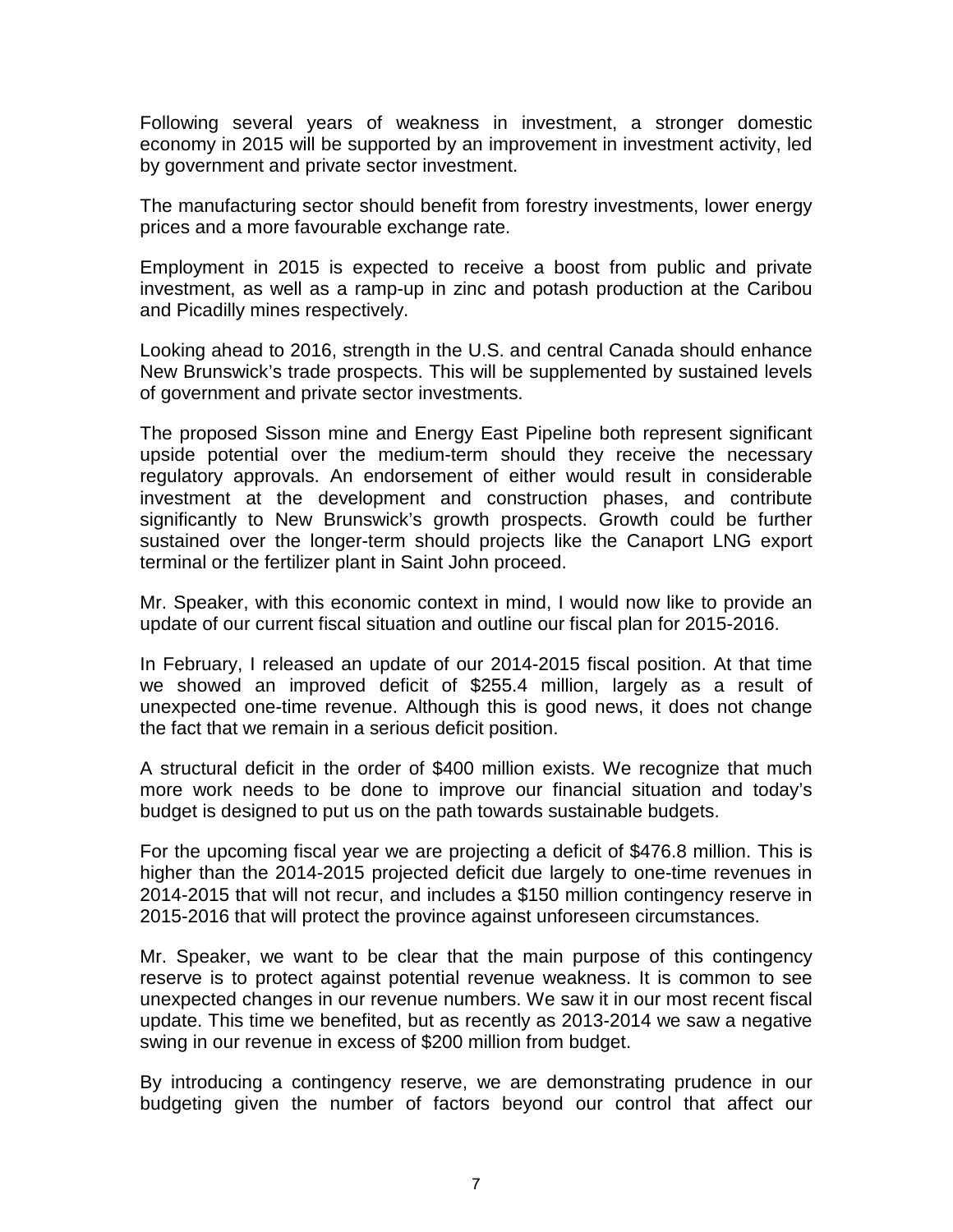Following several years of weakness in investment, a stronger domestic economy in 2015 will be supported by an improvement in investment activity, led by government and private sector investment.

The manufacturing sector should benefit from forestry investments, lower energy prices and a more favourable exchange rate.

Employment in 2015 is expected to receive a boost from public and private investment, as well as a ramp-up in zinc and potash production at the Caribou and Picadilly mines respectively.

Looking ahead to 2016, strength in the U.S. and central Canada should enhance New Brunswick's trade prospects. This will be supplemented by sustained levels of government and private sector investments.

The proposed Sisson mine and Energy East Pipeline both represent significant upside potential over the medium-term should they receive the necessary regulatory approvals. An endorsement of either would result in considerable investment at the development and construction phases, and contribute significantly to New Brunswick's growth prospects. Growth could be further sustained over the longer-term should projects like the Canaport LNG export terminal or the fertilizer plant in Saint John proceed.

Mr. Speaker, with this economic context in mind, I would now like to provide an update of our current fiscal situation and outline our fiscal plan for 2015-2016.

In February, I released an update of our 2014-2015 fiscal position. At that time we showed an improved deficit of $255.4 million, largely as a result of unexpected one-time revenue. Although this is good news, it does not change the fact that we remain in a serious deficit position.

A structural deficit in the order of $400 million exists. We recognize that much more work needs to be done to improve our financial situation and today's budget is designed to put us on the path towards sustainable budgets.

For the upcoming fiscal year we are projecting a deficit of $476.8 million. This is higher than the 2014-2015 projected deficit due largely to one-time revenues in 2014-2015 that will not recur, and includes a $150 million contingency reserve in 2015-2016 that will protect the province against unforeseen circumstances.

Mr. Speaker, we want to be clear that the main purpose of this contingency reserve is to protect against potential revenue weakness. It is common to see unexpected changes in our revenue numbers. We saw it in our most recent fiscal update. This time we benefited, but as recently as 2013-2014 we saw a negative swing in our revenue in excess of $200 million from budget.

By introducing a contingency reserve, we are demonstrating prudence in our budgeting given the number of factors beyond our control that affect our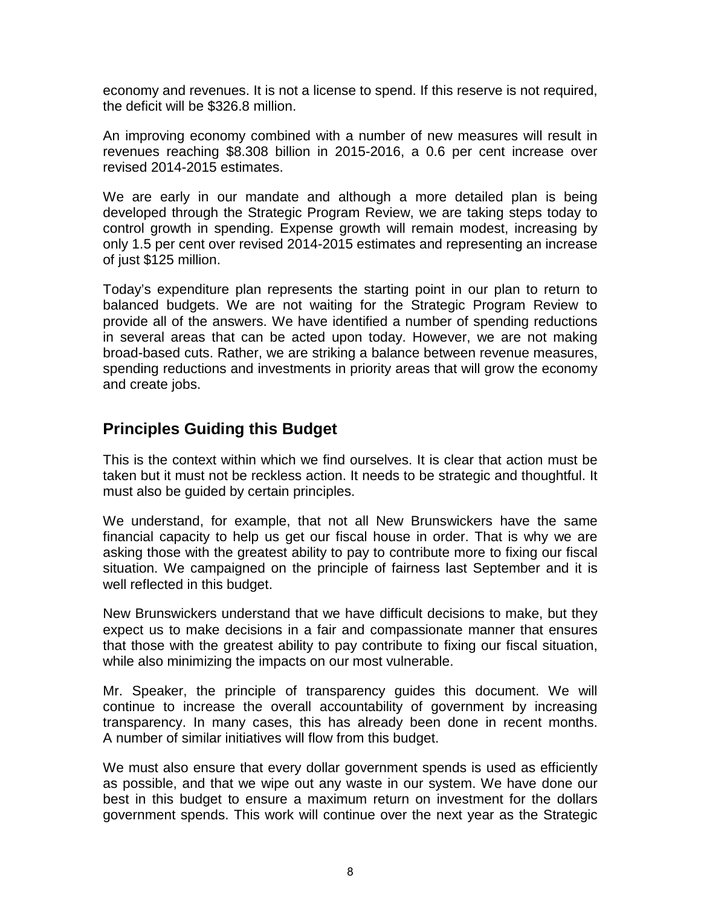economy and revenues. It is not a license to spend. If this reserve is not required, the deficit will be $326.8 million.

An improving economy combined with a number of new measures will result in revenues reaching $8.308 billion in 2015-2016, a 0.6 per cent increase over revised 2014-2015 estimates.

We are early in our mandate and although a more detailed plan is being developed through the Strategic Program Review, we are taking steps today to control growth in spending. Expense growth will remain modest, increasing by only 1.5 per cent over revised 2014-2015 estimates and representing an increase of just $125 million.

Today's expenditure plan represents the starting point in our plan to return to balanced budgets. We are not waiting for the Strategic Program Review to provide all of the answers. We have identified a number of spending reductions in several areas that can be acted upon today. However, we are not making broad-based cuts. Rather, we are striking a balance between revenue measures, spending reductions and investments in priority areas that will grow the economy and create jobs.

## Principles Guiding this Budget

This is the context within which we find ourselves. It is clear that action must be taken but it must not be reckless action. It needs to be strategic and thoughtful. It must also be guided by certain principles.

We understand, for example, that not all New Brunswickers have the same financial capacity to help us get our fiscal house in order. That is why we are asking those with the greatest ability to pay to contribute more to fixing our fiscal situation. We campaigned on the principle of fairness last September and it is well reflected in this budget.

New Brunswickers understand that we have difficult decisions to make, but they expect us to make decisions in a fair and compassionate manner that ensures that those with the greatest ability to pay contribute to fixing our fiscal situation, while also minimizing the impacts on our most vulnerable.

Mr. Speaker, the principle of transparency guides this document. We will continue to increase the overall accountability of government by increasing transparency. In many cases, this has already been done in recent months. A number of similar initiatives will flow from this budget.

We must also ensure that every dollar government spends is used as efficiently as possible, and that we wipe out any waste in our system. We have done our best in this budget to ensure a maximum return on investment for the dollars government spends. This work will continue over the next year as the Strategic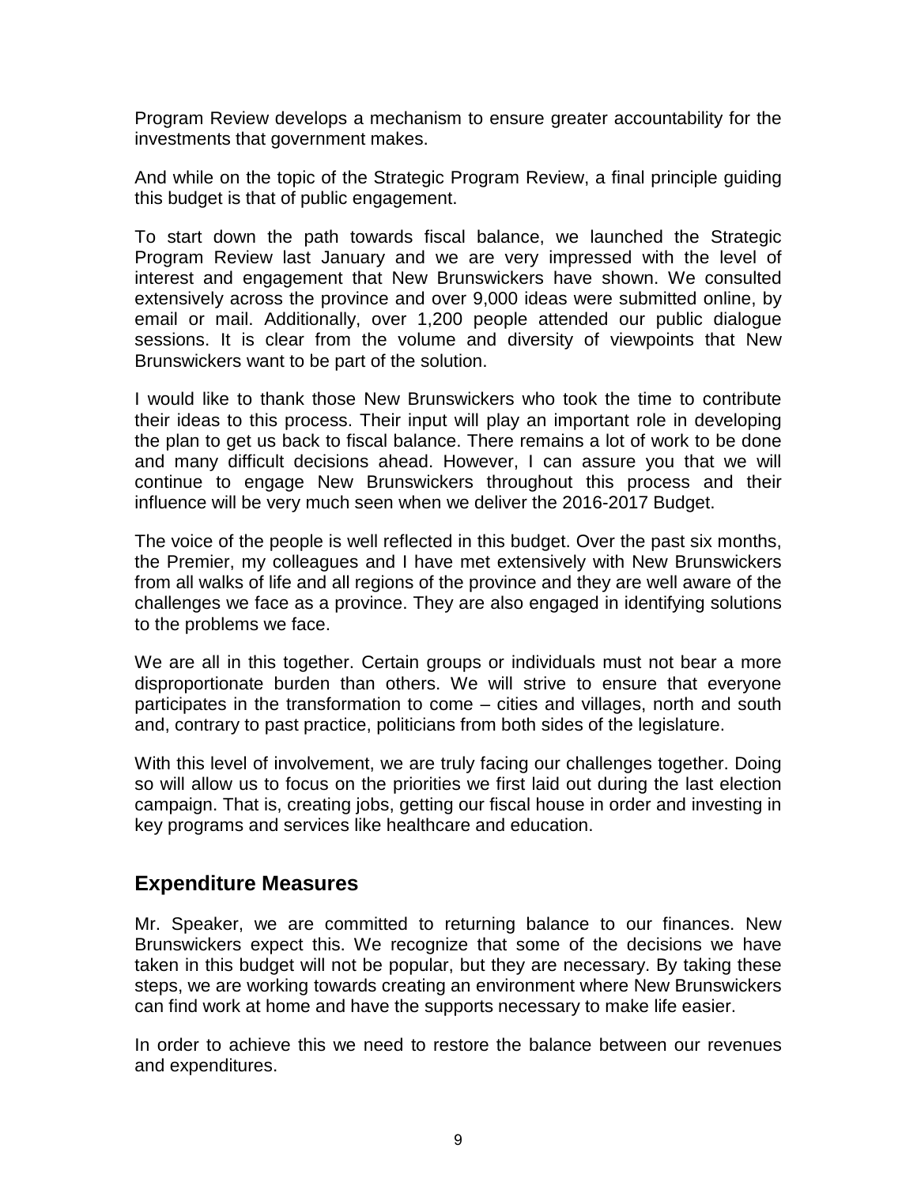Program Review develops a mechanism to ensure greater accountability for the investments that government makes.

And while on the topic of the Strategic Program Review, a final principle guiding this budget is that of public engagement.

To start down the path towards fiscal balance, we launched the Strategic Program Review last January and we are very impressed with the level of interest and engagement that New Brunswickers have shown. We consulted extensively across the province and over 9,000 ideas were submitted online, by email or mail. Additionally, over 1,200 people attended our public dialogue sessions. It is clear from the volume and diversity of viewpoints that New Brunswickers want to be part of the solution.

I would like to thank those New Brunswickers who took the time to contribute their ideas to this process. Their input will play an important role in developing the plan to get us back to fiscal balance. There remains a lot of work to be done and many difficult decisions ahead. However, I can assure you that we will continue to engage New Brunswickers throughout this process and their influence will be very much seen when we deliver the 2016-2017 Budget.

The voice of the people is well reflected in this budget. Over the past six months, the Premier, my colleagues and I have met extensively with New Brunswickers from all walks of life and all regions of the province and they are well aware of the challenges we face as a province. They are also engaged in identifying solutions to the problems we face.

We are all in this together. Certain groups or individuals must not bear a more disproportionate burden than others. We will strive to ensure that everyone participates in the transformation to come – cities and villages, north and south and, contrary to past practice, politicians from both sides of the legislature.

With this level of involvement, we are truly facing our challenges together. Doing so will allow us to focus on the priorities we first laid out during the last election campaign. That is, creating jobs, getting our fiscal house in order and investing in key programs and services like healthcare and education.

## Expenditure Measures

Mr. Speaker, we are committed to returning balance to our finances. New Brunswickers expect this. We recognize that some of the decisions we have taken in this budget will not be popular, but they are necessary. By taking these steps, we are working towards creating an environment where New Brunswickers can find work at home and have the supports necessary to make life easier.

In order to achieve this we need to restore the balance between our revenues and expenditures.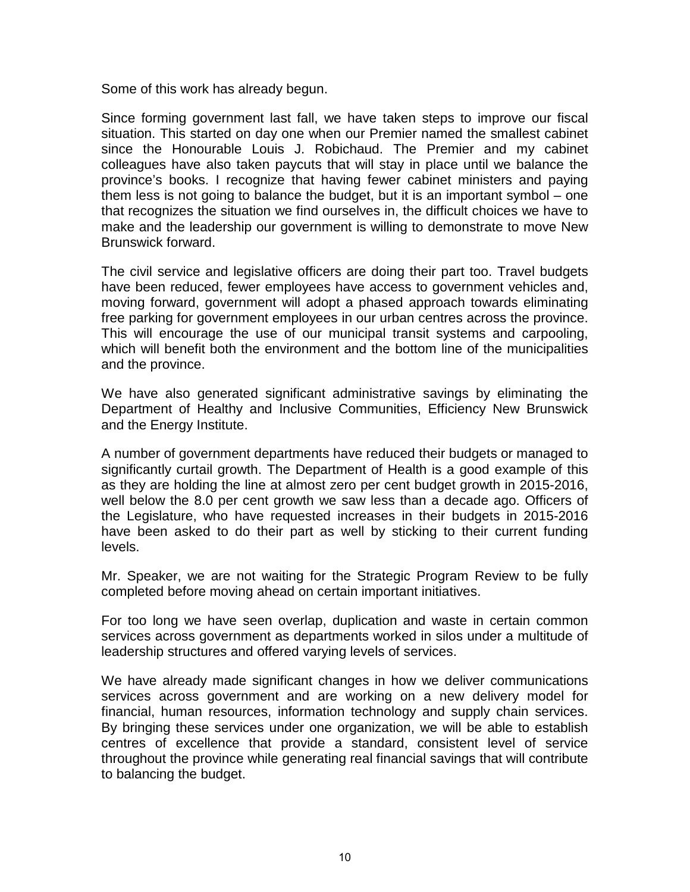Some of this work has already begun.

Since forming government last fall, we have taken steps to improve our fiscal situation. This started on day one when our Premier named the smallest cabinet since the Honourable Louis J. Robichaud. The Premier and my cabinet colleagues have also taken paycuts that will stay in place until we balance the province's books. I recognize that having fewer cabinet ministers and paying them less is not going to balance the budget, but it is an important symbol – one that recognizes the situation we find ourselves in, the difficult choices we have to make and the leadership our government is willing to demonstrate to move New Brunswick forward.

The civil service and legislative officers are doing their part too. Travel budgets have been reduced, fewer employees have access to government vehicles and, moving forward, government will adopt a phased approach towards eliminating free parking for government employees in our urban centres across the province. This will encourage the use of our municipal transit systems and carpooling, which will benefit both the environment and the bottom line of the municipalities and the province.

We have also generated significant administrative savings by eliminating the Department of Healthy and Inclusive Communities, Efficiency New Brunswick and the Energy Institute.

A number of government departments have reduced their budgets or managed to significantly curtail growth. The Department of Health is a good example of this as they are holding the line at almost zero per cent budget growth in 2015-2016, well below the 8.0 per cent growth we saw less than a decade ago. Officers of the Legislature, who have requested increases in their budgets in 2015-2016 have been asked to do their part as well by sticking to their current funding levels.

Mr. Speaker, we are not waiting for the Strategic Program Review to be fully completed before moving ahead on certain important initiatives.

For too long we have seen overlap, duplication and waste in certain common services across government as departments worked in silos under a multitude of leadership structures and offered varying levels of services.

We have already made significant changes in how we deliver communications services across government and are working on a new delivery model for financial, human resources, information technology and supply chain services. By bringing these services under one organization, we will be able to establish centres of excellence that provide a standard, consistent level of service throughout the province while generating real financial savings that will contribute to balancing the budget.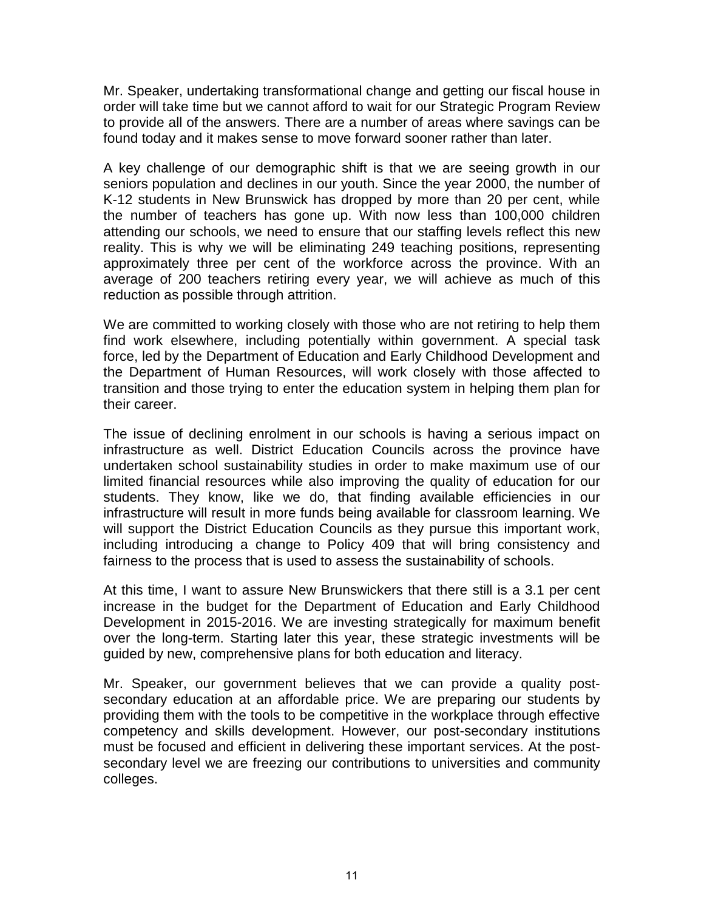Mr. Speaker, undertaking transformational change and getting our fiscal house in order will take time but we cannot afford to wait for our Strategic Program Review to provide all of the answers. There are a number of areas where savings can be found today and it makes sense to move forward sooner rather than later.

A key challenge of our demographic shift is that we are seeing growth in our seniors population and declines in our youth. Since the year 2000, the number of K-12 students in New Brunswick has dropped by more than 20 per cent, while the number of teachers has gone up. With now less than 100,000 children attending our schools, we need to ensure that our staffing levels reflect this new reality. This is why we will be eliminating 249 teaching positions, representing approximately three per cent of the workforce across the province. With an average of 200 teachers retiring every year, we will achieve as much of this reduction as possible through attrition.

We are committed to working closely with those who are not retiring to help them find work elsewhere, including potentially within government. A special task force, led by the Department of Education and Early Childhood Development and the Department of Human Resources, will work closely with those affected to transition and those trying to enter the education system in helping them plan for their career.

The issue of declining enrolment in our schools is having a serious impact on infrastructure as well. District Education Councils across the province have undertaken school sustainability studies in order to make maximum use of our limited financial resources while also improving the quality of education for our students. They know, like we do, that finding available efficiencies in our infrastructure will result in more funds being available for classroom learning. We will support the District Education Councils as they pursue this important work, including introducing a change to Policy 409 that will bring consistency and fairness to the process that is used to assess the sustainability of schools.

At this time, I want to assure New Brunswickers that there still is a 3.1 per cent increase in the budget for the Department of Education and Early Childhood Development in 2015-2016. We are investing strategically for maximum benefit over the long-term. Starting later this year, these strategic investments will be guided by new, comprehensive plans for both education and literacy.

Mr. Speaker, our government believes that we can provide a quality post-secondary education at an affordable price. We are preparing our students by providing them with the tools to be competitive in the workplace through effective competency and skills development. However, our post-secondary institutions must be focused and efficient in delivering these important services. At the post-secondary level we are freezing our contributions to universities and community colleges.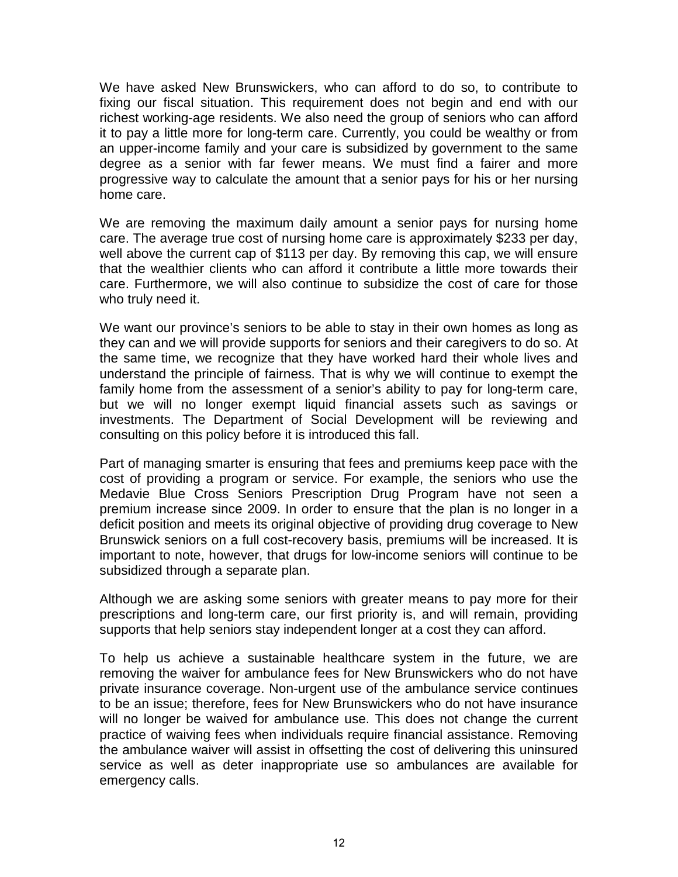We have asked New Brunswickers, who can afford to do so, to contribute to fixing our fiscal situation. This requirement does not begin and end with our richest working-age residents. We also need the group of seniors who can afford it to pay a little more for long-term care. Currently, you could be wealthy or from an upper-income family and your care is subsidized by government to the same degree as a senior with far fewer means. We must find a fairer and more progressive way to calculate the amount that a senior pays for his or her nursing home care.

We are removing the maximum daily amount a senior pays for nursing home care. The average true cost of nursing home care is approximately $233 per day, well above the current cap of $113 per day. By removing this cap, we will ensure that the wealthier clients who can afford it contribute a little more towards their care. Furthermore, we will also continue to subsidize the cost of care for those who truly need it.

We want our province's seniors to be able to stay in their own homes as long as they can and we will provide supports for seniors and their caregivers to do so. At the same time, we recognize that they have worked hard their whole lives and understand the principle of fairness. That is why we will continue to exempt the family home from the assessment of a senior's ability to pay for long-term care, but we will no longer exempt liquid financial assets such as savings or investments. The Department of Social Development will be reviewing and consulting on this policy before it is introduced this fall.

Part of managing smarter is ensuring that fees and premiums keep pace with the cost of providing a program or service. For example, the seniors who use the Medavie Blue Cross Seniors Prescription Drug Program have not seen a premium increase since 2009. In order to ensure that the plan is no longer in a deficit position and meets its original objective of providing drug coverage to New Brunswick seniors on a full cost-recovery basis, premiums will be increased. It is important to note, however, that drugs for low-income seniors will continue to be subsidized through a separate plan.

Although we are asking some seniors with greater means to pay more for their prescriptions and long-term care, our first priority is, and will remain, providing supports that help seniors stay independent longer at a cost they can afford.

To help us achieve a sustainable healthcare system in the future, we are removing the waiver for ambulance fees for New Brunswickers who do not have private insurance coverage. Non-urgent use of the ambulance service continues to be an issue; therefore, fees for New Brunswickers who do not have insurance will no longer be waived for ambulance use. This does not change the current practice of waiving fees when individuals require financial assistance. Removing the ambulance waiver will assist in offsetting the cost of delivering this uninsured service as well as deter inappropriate use so ambulances are available for emergency calls.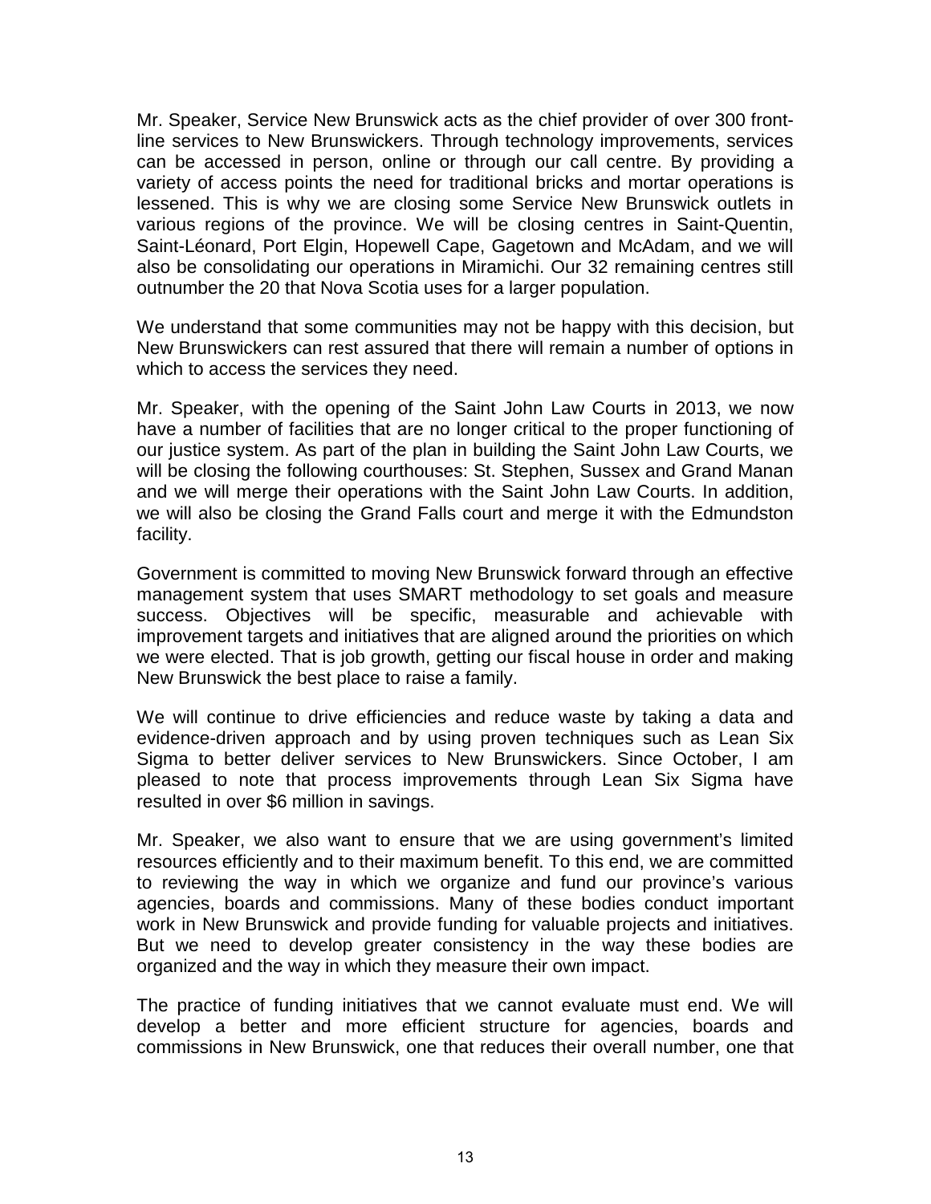Mr. Speaker, Service New Brunswick acts as the chief provider of over 300 front-line services to New Brunswickers. Through technology improvements, services can be accessed in person, online or through our call centre. By providing a variety of access points the need for traditional bricks and mortar operations is lessened. This is why we are closing some Service New Brunswick outlets in various regions of the province. We will be closing centres in Saint-Quentin, Saint-Léonard, Port Elgin, Hopewell Cape, Gagetown and McAdam, and we will also be consolidating our operations in Miramichi. Our 32 remaining centres still outnumber the 20 that Nova Scotia uses for a larger population.

We understand that some communities may not be happy with this decision, but New Brunswickers can rest assured that there will remain a number of options in which to access the services they need.

Mr. Speaker, with the opening of the Saint John Law Courts in 2013, we now have a number of facilities that are no longer critical to the proper functioning of our justice system. As part of the plan in building the Saint John Law Courts, we will be closing the following courthouses: St. Stephen, Sussex and Grand Manan and we will merge their operations with the Saint John Law Courts. In addition, we will also be closing the Grand Falls court and merge it with the Edmundston facility.

Government is committed to moving New Brunswick forward through an effective management system that uses SMART methodology to set goals and measure success. Objectives will be specific, measurable and achievable with improvement targets and initiatives that are aligned around the priorities on which we were elected. That is job growth, getting our fiscal house in order and making New Brunswick the best place to raise a family.

We will continue to drive efficiencies and reduce waste by taking a data and evidence-driven approach and by using proven techniques such as Lean Six Sigma to better deliver services to New Brunswickers. Since October, I am pleased to note that process improvements through Lean Six Sigma have resulted in over $6 million in savings.

Mr. Speaker, we also want to ensure that we are using government's limited resources efficiently and to their maximum benefit. To this end, we are committed to reviewing the way in which we organize and fund our province's various agencies, boards and commissions. Many of these bodies conduct important work in New Brunswick and provide funding for valuable projects and initiatives. But we need to develop greater consistency in the way these bodies are organized and the way in which they measure their own impact.

The practice of funding initiatives that we cannot evaluate must end. We will develop a better and more efficient structure for agencies, boards and commissions in New Brunswick, one that reduces their overall number, one that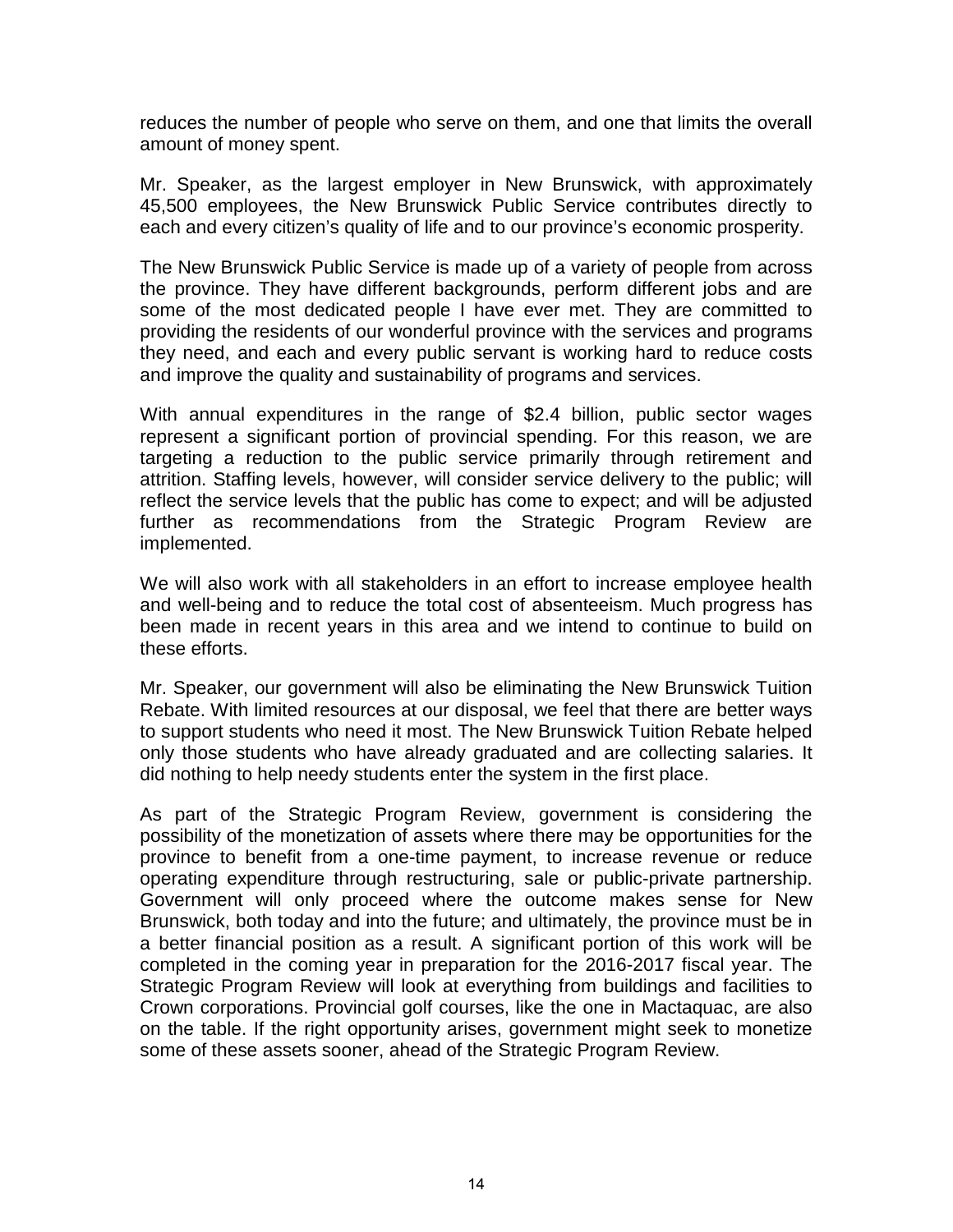reduces the number of people who serve on them, and one that limits the overall amount of money spent.

Mr. Speaker, as the largest employer in New Brunswick, with approximately 45,500 employees, the New Brunswick Public Service contributes directly to each and every citizen's quality of life and to our province's economic prosperity.

The New Brunswick Public Service is made up of a variety of people from across the province. They have different backgrounds, perform different jobs and are some of the most dedicated people I have ever met. They are committed to providing the residents of our wonderful province with the services and programs they need, and each and every public servant is working hard to reduce costs and improve the quality and sustainability of programs and services.

With annual expenditures in the range of $2.4 billion, public sector wages represent a significant portion of provincial spending. For this reason, we are targeting a reduction to the public service primarily through retirement and attrition. Staffing levels, however, will consider service delivery to the public; will reflect the service levels that the public has come to expect; and will be adjusted further as recommendations from the Strategic Program Review are implemented.

We will also work with all stakeholders in an effort to increase employee health and well-being and to reduce the total cost of absenteeism. Much progress has been made in recent years in this area and we intend to continue to build on these efforts.

Mr. Speaker, our government will also be eliminating the New Brunswick Tuition Rebate. With limited resources at our disposal, we feel that there are better ways to support students who need it most. The New Brunswick Tuition Rebate helped only those students who have already graduated and are collecting salaries. It did nothing to help needy students enter the system in the first place.

As part of the Strategic Program Review, government is considering the possibility of the monetization of assets where there may be opportunities for the province to benefit from a one-time payment, to increase revenue or reduce operating expenditure through restructuring, sale or public-private partnership. Government will only proceed where the outcome makes sense for New Brunswick, both today and into the future; and ultimately, the province must be in a better financial position as a result. A significant portion of this work will be completed in the coming year in preparation for the 2016-2017 fiscal year. The Strategic Program Review will look at everything from buildings and facilities to Crown corporations. Provincial golf courses, like the one in Mactaquac, are also on the table. If the right opportunity arises, government might seek to monetize some of these assets sooner, ahead of the Strategic Program Review.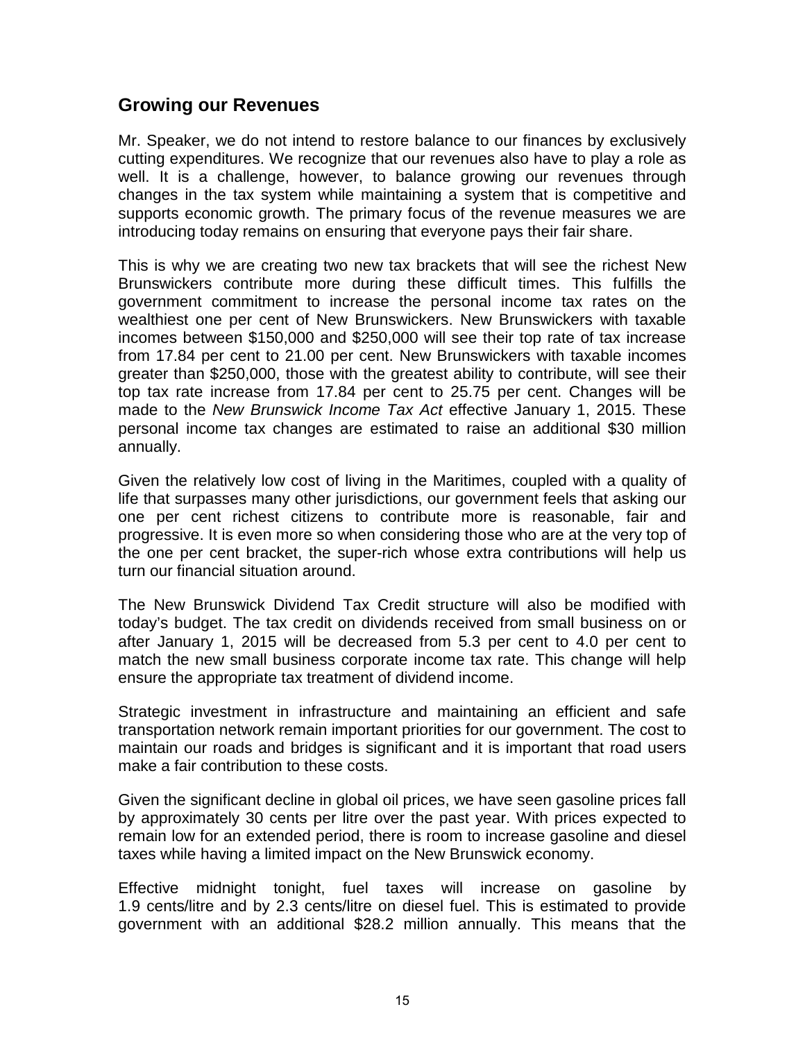## Growing our Revenues

Mr. Speaker, we do not intend to restore balance to our finances by exclusively cutting expenditures. We recognize that our revenues also have to play a role as well. It is a challenge, however, to balance growing our revenues through changes in the tax system while maintaining a system that is competitive and supports economic growth. The primary focus of the revenue measures we are introducing today remains on ensuring that everyone pays their fair share.

This is why we are creating two new tax brackets that will see the richest New Brunswickers contribute more during these difficult times. This fulfills the government commitment to increase the personal income tax rates on the wealthiest one per cent of New Brunswickers. New Brunswickers with taxable incomes between $150,000 and $250,000 will see their top rate of tax increase from 17.84 per cent to 21.00 per cent. New Brunswickers with taxable incomes greater than $250,000, those with the greatest ability to contribute, will see their top tax rate increase from 17.84 per cent to 25.75 per cent. Changes will be made to the *New Brunswick Income Tax Act* effective January 1, 2015. These personal income tax changes are estimated to raise an additional $30 million annually.

Given the relatively low cost of living in the Maritimes, coupled with a quality of life that surpasses many other jurisdictions, our government feels that asking our one per cent richest citizens to contribute more is reasonable, fair and progressive. It is even more so when considering those who are at the very top of the one per cent bracket, the super-rich whose extra contributions will help us turn our financial situation around.

The New Brunswick Dividend Tax Credit structure will also be modified with today's budget. The tax credit on dividends received from small business on or after January 1, 2015 will be decreased from 5.3 per cent to 4.0 per cent to match the new small business corporate income tax rate. This change will help ensure the appropriate tax treatment of dividend income.

Strategic investment in infrastructure and maintaining an efficient and safe transportation network remain important priorities for our government. The cost to maintain our roads and bridges is significant and it is important that road users make a fair contribution to these costs.

Given the significant decline in global oil prices, we have seen gasoline prices fall by approximately 30 cents per litre over the past year. With prices expected to remain low for an extended period, there is room to increase gasoline and diesel taxes while having a limited impact on the New Brunswick economy.

Effective midnight tonight, fuel taxes will increase on gasoline by 1.9 cents/litre and by 2.3 cents/litre on diesel fuel. This is estimated to provide government with an additional $28.2 million annually. This means that the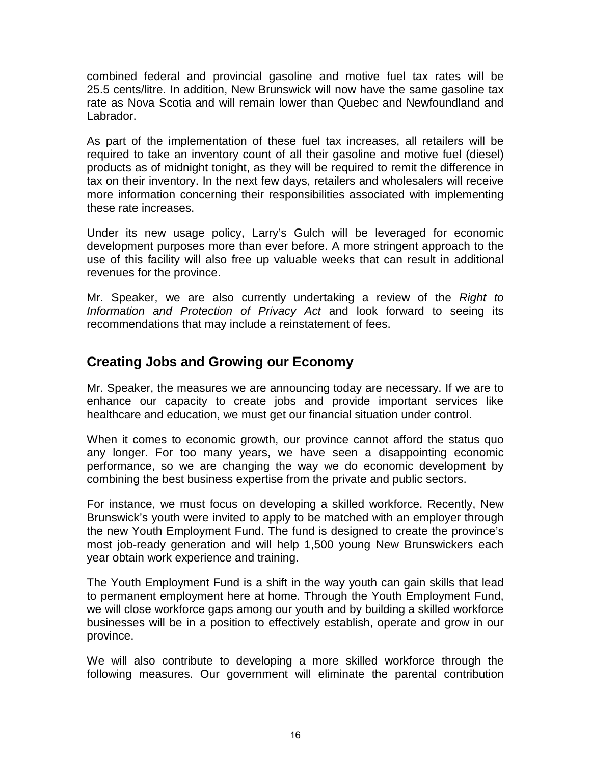combined federal and provincial gasoline and motive fuel tax rates will be 25.5 cents/litre. In addition, New Brunswick will now have the same gasoline tax rate as Nova Scotia and will remain lower than Quebec and Newfoundland and Labrador.

As part of the implementation of these fuel tax increases, all retailers will be required to take an inventory count of all their gasoline and motive fuel (diesel) products as of midnight tonight, as they will be required to remit the difference in tax on their inventory. In the next few days, retailers and wholesalers will receive more information concerning their responsibilities associated with implementing these rate increases.

Under its new usage policy, Larry's Gulch will be leveraged for economic development purposes more than ever before. A more stringent approach to the use of this facility will also free up valuable weeks that can result in additional revenues for the province.

Mr. Speaker, we are also currently undertaking a review of the *Right to Information and Protection of Privacy Act* and look forward to seeing its recommendations that may include a reinstatement of fees.

## Creating Jobs and Growing our Economy

Mr. Speaker, the measures we are announcing today are necessary. If we are to enhance our capacity to create jobs and provide important services like healthcare and education, we must get our financial situation under control.

When it comes to economic growth, our province cannot afford the status quo any longer. For too many years, we have seen a disappointing economic performance, so we are changing the way we do economic development by combining the best business expertise from the private and public sectors.

For instance, we must focus on developing a skilled workforce. Recently, New Brunswick's youth were invited to apply to be matched with an employer through the new Youth Employment Fund. The fund is designed to create the province's most job-ready generation and will help 1,500 young New Brunswickers each year obtain work experience and training.

The Youth Employment Fund is a shift in the way youth can gain skills that lead to permanent employment here at home. Through the Youth Employment Fund, we will close workforce gaps among our youth and by building a skilled workforce businesses will be in a position to effectively establish, operate and grow in our province.

We will also contribute to developing a more skilled workforce through the following measures. Our government will eliminate the parental contribution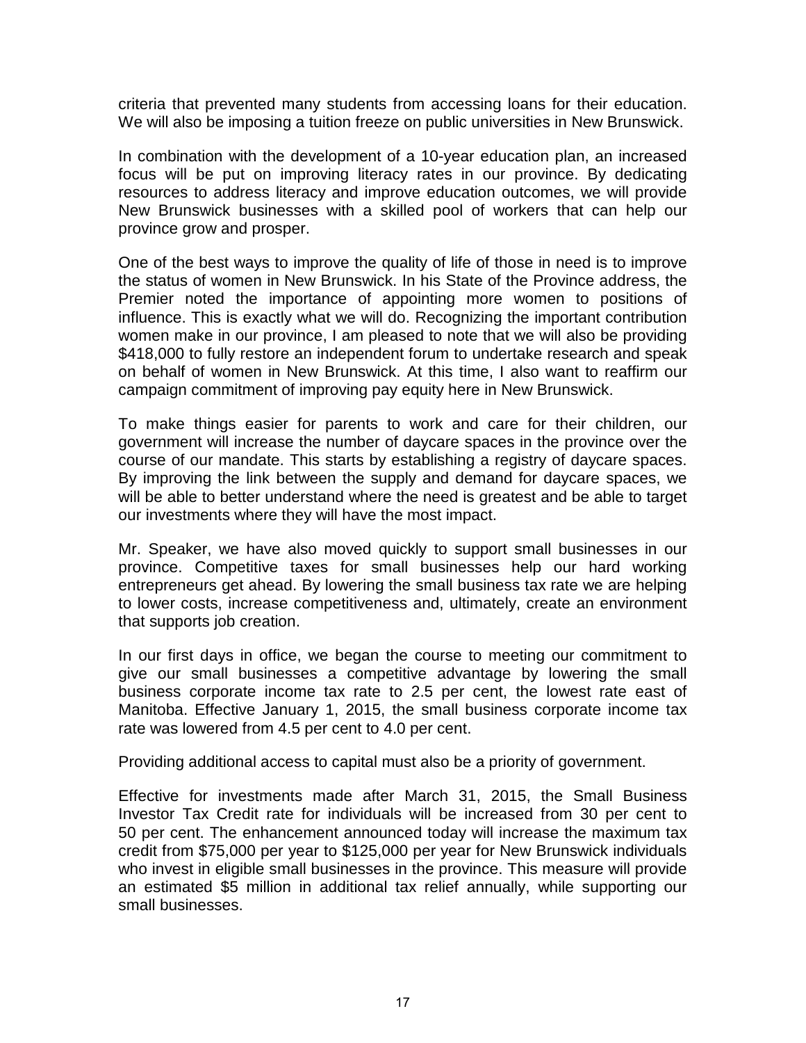criteria that prevented many students from accessing loans for their education. We will also be imposing a tuition freeze on public universities in New Brunswick.

In combination with the development of a 10-year education plan, an increased focus will be put on improving literacy rates in our province. By dedicating resources to address literacy and improve education outcomes, we will provide New Brunswick businesses with a skilled pool of workers that can help our province grow and prosper.

One of the best ways to improve the quality of life of those in need is to improve the status of women in New Brunswick. In his State of the Province address, the Premier noted the importance of appointing more women to positions of influence. This is exactly what we will do. Recognizing the important contribution women make in our province, I am pleased to note that we will also be providing $418,000 to fully restore an independent forum to undertake research and speak on behalf of women in New Brunswick. At this time, I also want to reaffirm our campaign commitment of improving pay equity here in New Brunswick.

To make things easier for parents to work and care for their children, our government will increase the number of daycare spaces in the province over the course of our mandate. This starts by establishing a registry of daycare spaces. By improving the link between the supply and demand for daycare spaces, we will be able to better understand where the need is greatest and be able to target our investments where they will have the most impact.

Mr. Speaker, we have also moved quickly to support small businesses in our province. Competitive taxes for small businesses help our hard working entrepreneurs get ahead. By lowering the small business tax rate we are helping to lower costs, increase competitiveness and, ultimately, create an environment that supports job creation.

In our first days in office, we began the course to meeting our commitment to give our small businesses a competitive advantage by lowering the small business corporate income tax rate to 2.5 per cent, the lowest rate east of Manitoba. Effective January 1, 2015, the small business corporate income tax rate was lowered from 4.5 per cent to 4.0 per cent.

Providing additional access to capital must also be a priority of government.

Effective for investments made after March 31, 2015, the Small Business Investor Tax Credit rate for individuals will be increased from 30 per cent to 50 per cent. The enhancement announced today will increase the maximum tax credit from $75,000 per year to $125,000 per year for New Brunswick individuals who invest in eligible small businesses in the province. This measure will provide an estimated $5 million in additional tax relief annually, while supporting our small businesses.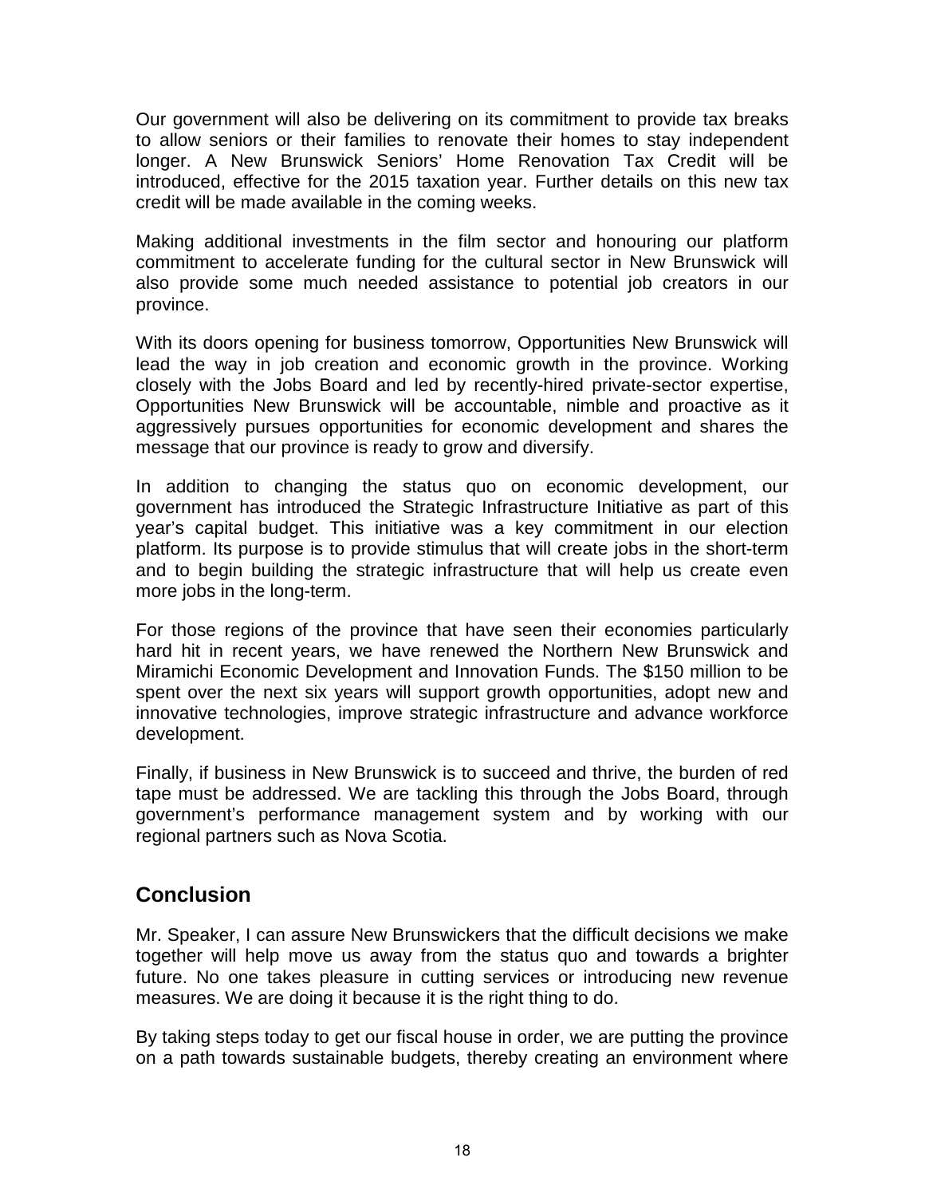Our government will also be delivering on its commitment to provide tax breaks to allow seniors or their families to renovate their homes to stay independent longer. A New Brunswick Seniors' Home Renovation Tax Credit will be introduced, effective for the 2015 taxation year. Further details on this new tax credit will be made available in the coming weeks.

Making additional investments in the film sector and honouring our platform commitment to accelerate funding for the cultural sector in New Brunswick will also provide some much needed assistance to potential job creators in our province.

With its doors opening for business tomorrow, Opportunities New Brunswick will lead the way in job creation and economic growth in the province. Working closely with the Jobs Board and led by recently-hired private-sector expertise, Opportunities New Brunswick will be accountable, nimble and proactive as it aggressively pursues opportunities for economic development and shares the message that our province is ready to grow and diversify.

In addition to changing the status quo on economic development, our government has introduced the Strategic Infrastructure Initiative as part of this year's capital budget. This initiative was a key commitment in our election platform. Its purpose is to provide stimulus that will create jobs in the short-term and to begin building the strategic infrastructure that will help us create even more jobs in the long-term.

For those regions of the province that have seen their economies particularly hard hit in recent years, we have renewed the Northern New Brunswick and Miramichi Economic Development and Innovation Funds. The $150 million to be spent over the next six years will support growth opportunities, adopt new and innovative technologies, improve strategic infrastructure and advance workforce development.

Finally, if business in New Brunswick is to succeed and thrive, the burden of red tape must be addressed. We are tackling this through the Jobs Board, through government's performance management system and by working with our regional partners such as Nova Scotia.

## Conclusion

Mr. Speaker, I can assure New Brunswickers that the difficult decisions we make together will help move us away from the status quo and towards a brighter future. No one takes pleasure in cutting services or introducing new revenue measures. We are doing it because it is the right thing to do.

By taking steps today to get our fiscal house in order, we are putting the province on a path towards sustainable budgets, thereby creating an environment where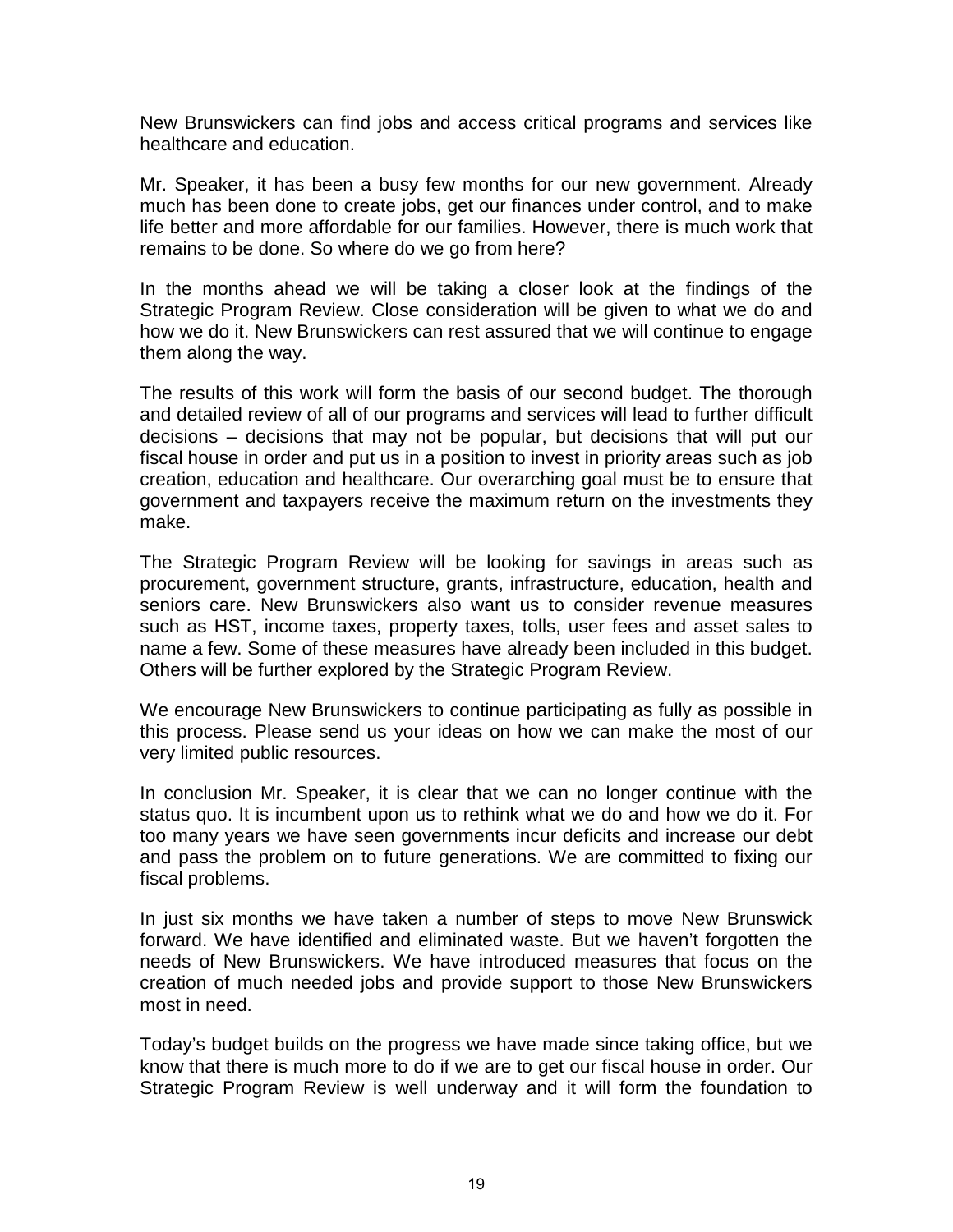New Brunswickers can find jobs and access critical programs and services like healthcare and education.

Mr. Speaker, it has been a busy few months for our new government. Already much has been done to create jobs, get our finances under control, and to make life better and more affordable for our families. However, there is much work that remains to be done. So where do we go from here?

In the months ahead we will be taking a closer look at the findings of the Strategic Program Review. Close consideration will be given to what we do and how we do it. New Brunswickers can rest assured that we will continue to engage them along the way.

The results of this work will form the basis of our second budget. The thorough and detailed review of all of our programs and services will lead to further difficult decisions – decisions that may not be popular, but decisions that will put our fiscal house in order and put us in a position to invest in priority areas such as job creation, education and healthcare. Our overarching goal must be to ensure that government and taxpayers receive the maximum return on the investments they make.

The Strategic Program Review will be looking for savings in areas such as procurement, government structure, grants, infrastructure, education, health and seniors care. New Brunswickers also want us to consider revenue measures such as HST, income taxes, property taxes, tolls, user fees and asset sales to name a few. Some of these measures have already been included in this budget. Others will be further explored by the Strategic Program Review.

We encourage New Brunswickers to continue participating as fully as possible in this process. Please send us your ideas on how we can make the most of our very limited public resources.

In conclusion Mr. Speaker, it is clear that we can no longer continue with the status quo. It is incumbent upon us to rethink what we do and how we do it. For too many years we have seen governments incur deficits and increase our debt and pass the problem on to future generations. We are committed to fixing our fiscal problems.

In just six months we have taken a number of steps to move New Brunswick forward. We have identified and eliminated waste. But we haven't forgotten the needs of New Brunswickers. We have introduced measures that focus on the creation of much needed jobs and provide support to those New Brunswickers most in need.

Today's budget builds on the progress we have made since taking office, but we know that there is much more to do if we are to get our fiscal house in order. Our Strategic Program Review is well underway and it will form the foundation to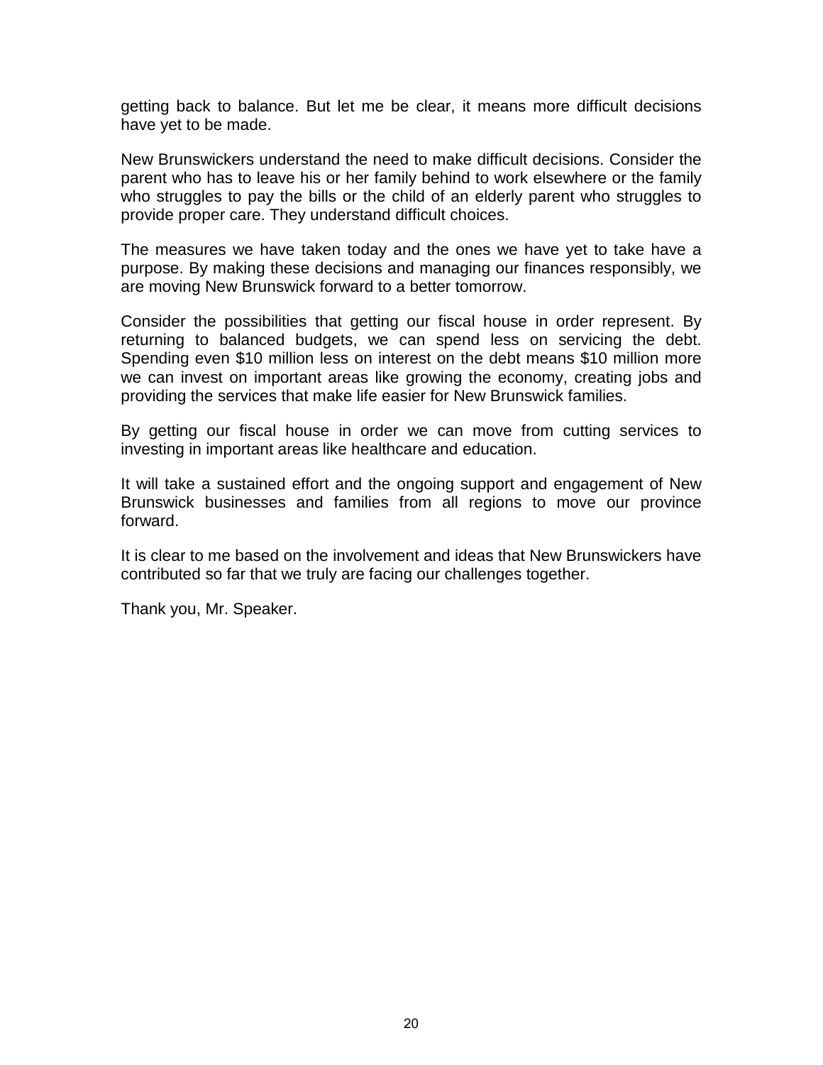getting back to balance. But let me be clear, it means more difficult decisions have yet to be made.

New Brunswickers understand the need to make difficult decisions. Consider the parent who has to leave his or her family behind to work elsewhere or the family who struggles to pay the bills or the child of an elderly parent who struggles to provide proper care. They understand difficult choices.

The measures we have taken today and the ones we have yet to take have a purpose. By making these decisions and managing our finances responsibly, we are moving New Brunswick forward to a better tomorrow.

Consider the possibilities that getting our fiscal house in order represent. By returning to balanced budgets, we can spend less on servicing the debt. Spending even $10 million less on interest on the debt means $10 million more we can invest on important areas like growing the economy, creating jobs and providing the services that make life easier for New Brunswick families.

By getting our fiscal house in order we can move from cutting services to investing in important areas like healthcare and education.

It will take a sustained effort and the ongoing support and engagement of New Brunswick businesses and families from all regions to move our province forward.

It is clear to me based on the involvement and ideas that New Brunswickers have contributed so far that we truly are facing our challenges together.

Thank you, Mr. Speaker.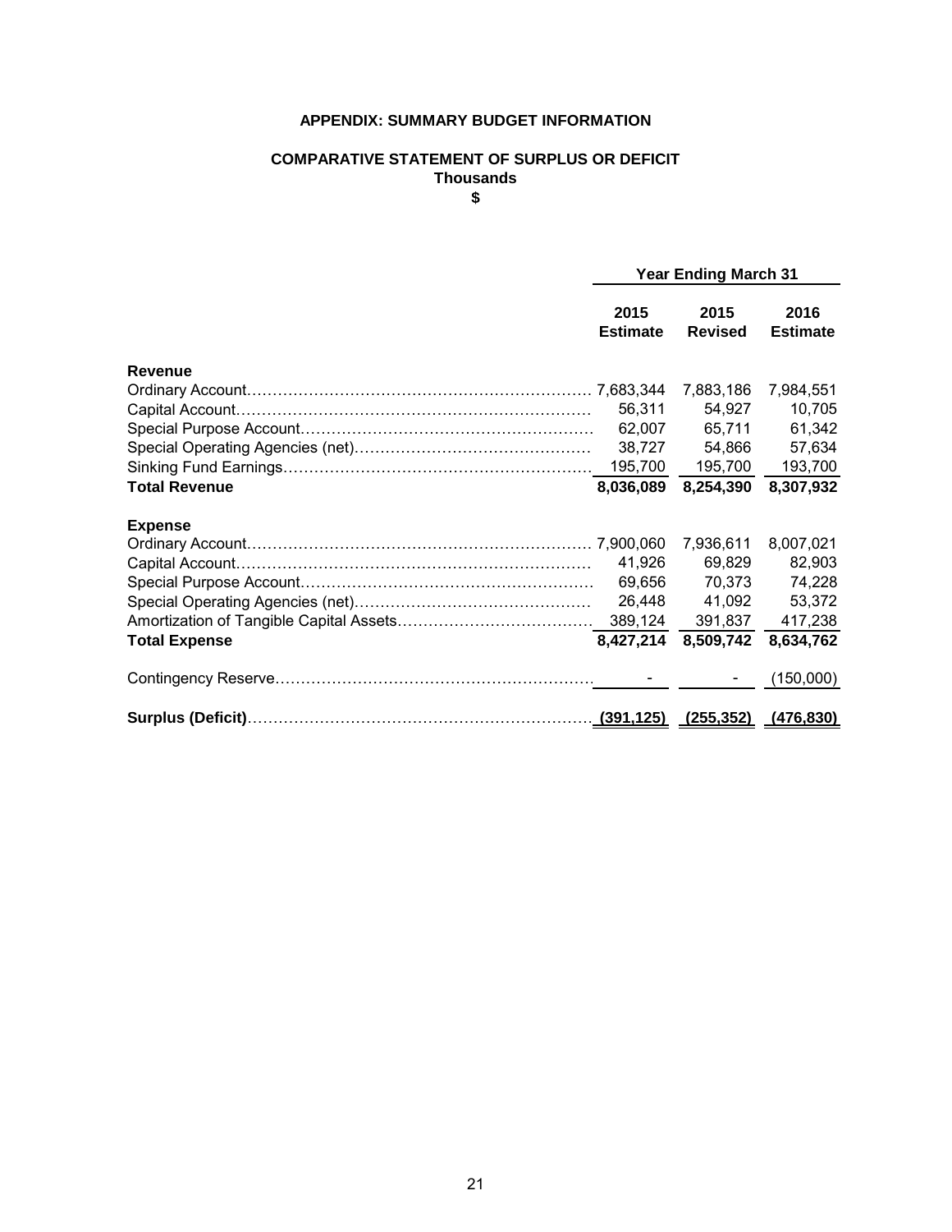**APPENDIX: SUMMARY BUDGET INFORMATION**

**COMPARATIVE STATEMENT OF SURPLUS OR DEFICIT**
**Thousands**
**$**

| | Year Ending March 31 | | |
|---|---|---|---|
| | **2015 Estimate** | **2015 Revised** | **2016 Estimate** |
| **Revenue** | | | |
| Ordinary Account | 7,683,344 | 7,883,186 | 7,984,551 |
| Capital Account | 56,311 | 54,927 | 10,705 |
| Special Purpose Account | 62,007 | 65,711 | 61,342 |
| Special Operating Agencies (net) | 38,727 | 54,866 | 57,634 |
| Sinking Fund Earnings | 195,700 | 195,700 | 193,700 |
| **Total Revenue** | **8,036,089** | **8,254,390** | **8,307,932** |
| **Expense** | | | |
| Ordinary Account | 7,900,060 | 7,936,611 | 8,007,021 |
| Capital Account | 41,926 | 69,829 | 82,903 |
| Special Purpose Account | 69,656 | 70,373 | 74,228 |
| Special Operating Agencies (net) | 26,448 | 41,092 | 53,372 |
| Amortization of Tangible Capital Assets | 389,124 | 391,837 | 417,238 |
| **Total Expense** | **8,427,214** | **8,509,742** | **8,634,762** |
| Contingency Reserve | - | - | (150,000) |
| **Surplus (Deficit)** | **(391,125)** | **(255,352)** | **(476,830)** |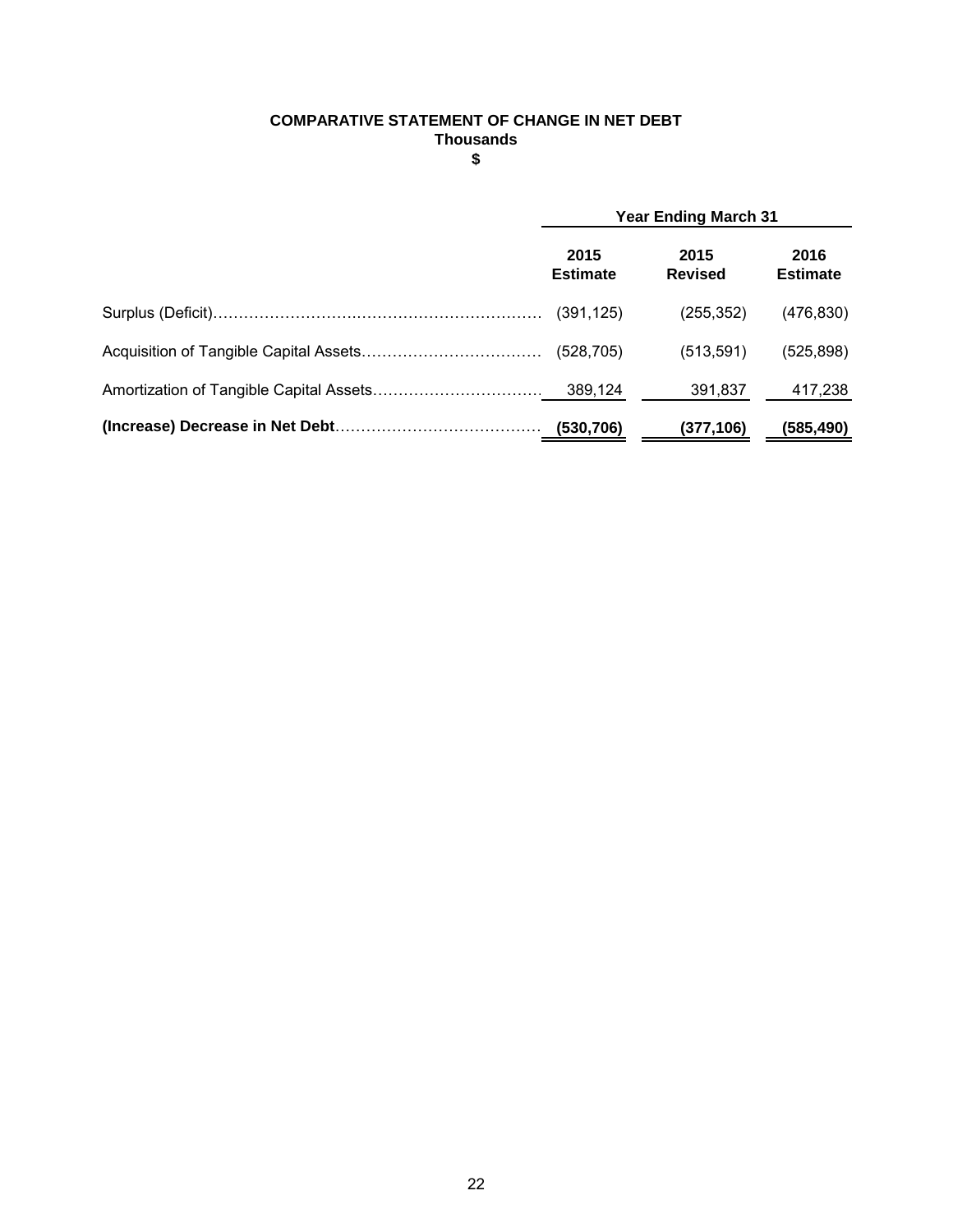**COMPARATIVE STATEMENT OF CHANGE IN NET DEBT**
**Thousands**
**$**

| | Year Ending March 31 | | |
|---|---|---|---|
| | **2015 Estimate** | **2015 Revised** | **2016 Estimate** |
| Surplus (Deficit) | (391,125) | (255,352) | (476,830) |
| Acquisition of Tangible Capital Assets | (528,705) | (513,591) | (525,898) |
| Amortization of Tangible Capital Assets | 389,124 | 391,837 | 417,238 |
| **(Increase) Decrease in Net Debt** | **(530,706)** | **(377,106)** | **(585,490)** |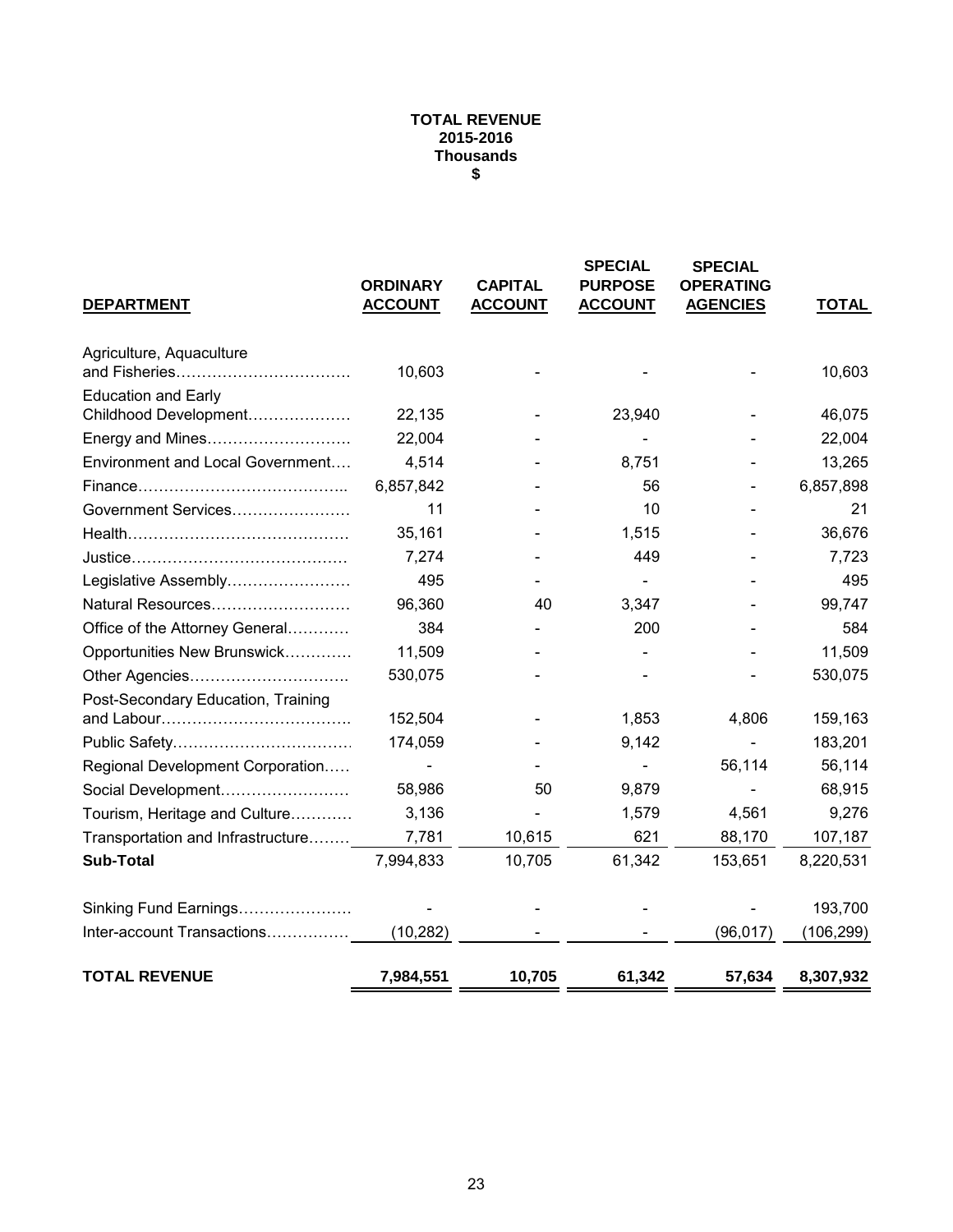**TOTAL REVENUE**
**2015-2016**
**Thousands**
**$**

| DEPARTMENT | ORDINARY ACCOUNT | CAPITAL ACCOUNT | SPECIAL PURPOSE ACCOUNT | SPECIAL OPERATING AGENCIES | TOTAL |
|---|---|---|---|---|---|
| Agriculture, Aquaculture and Fisheries | 10,603 | - | - | - | 10,603 |
| Education and Early Childhood Development | 22,135 | - | 23,940 | - | 46,075 |
| Energy and Mines | 22,004 | - | - | - | 22,004 |
| Environment and Local Government | 4,514 | - | 8,751 | - | 13,265 |
| Finance | 6,857,842 | - | 56 | - | 6,857,898 |
| Government Services | 11 | - | 10 | - | 21 |
| Health | 35,161 | - | 1,515 | - | 36,676 |
| Justice | 7,274 | - | 449 | - | 7,723 |
| Legislative Assembly | 495 | - | - | - | 495 |
| Natural Resources | 96,360 | 40 | 3,347 | - | 99,747 |
| Office of the Attorney General | 384 | - | 200 | - | 584 |
| Opportunities New Brunswick | 11,509 | - | - | - | 11,509 |
| Other Agencies | 530,075 | - | - | - | 530,075 |
| Post-Secondary Education, Training and Labour | 152,504 | - | 1,853 | 4,806 | 159,163 |
| Public Safety | 174,059 | - | 9,142 | - | 183,201 |
| Regional Development Corporation | - | - | - | 56,114 | 56,114 |
| Social Development | 58,986 | 50 | 9,879 | - | 68,915 |
| Tourism, Heritage and Culture | 3,136 | - | 1,579 | 4,561 | 9,276 |
| Transportation and Infrastructure | 7,781 | 10,615 | 621 | 88,170 | 107,187 |
| **Sub-Total** | 7,994,833 | 10,705 | 61,342 | 153,651 | 8,220,531 |
| Sinking Fund Earnings | - | - | - | - | 193,700 |
| Inter-account Transactions | (10,282) | - | - | (96,017) | (106,299) |
| **TOTAL REVENUE** | **7,984,551** | **10,705** | **61,342** | **57,634** | **8,307,932** |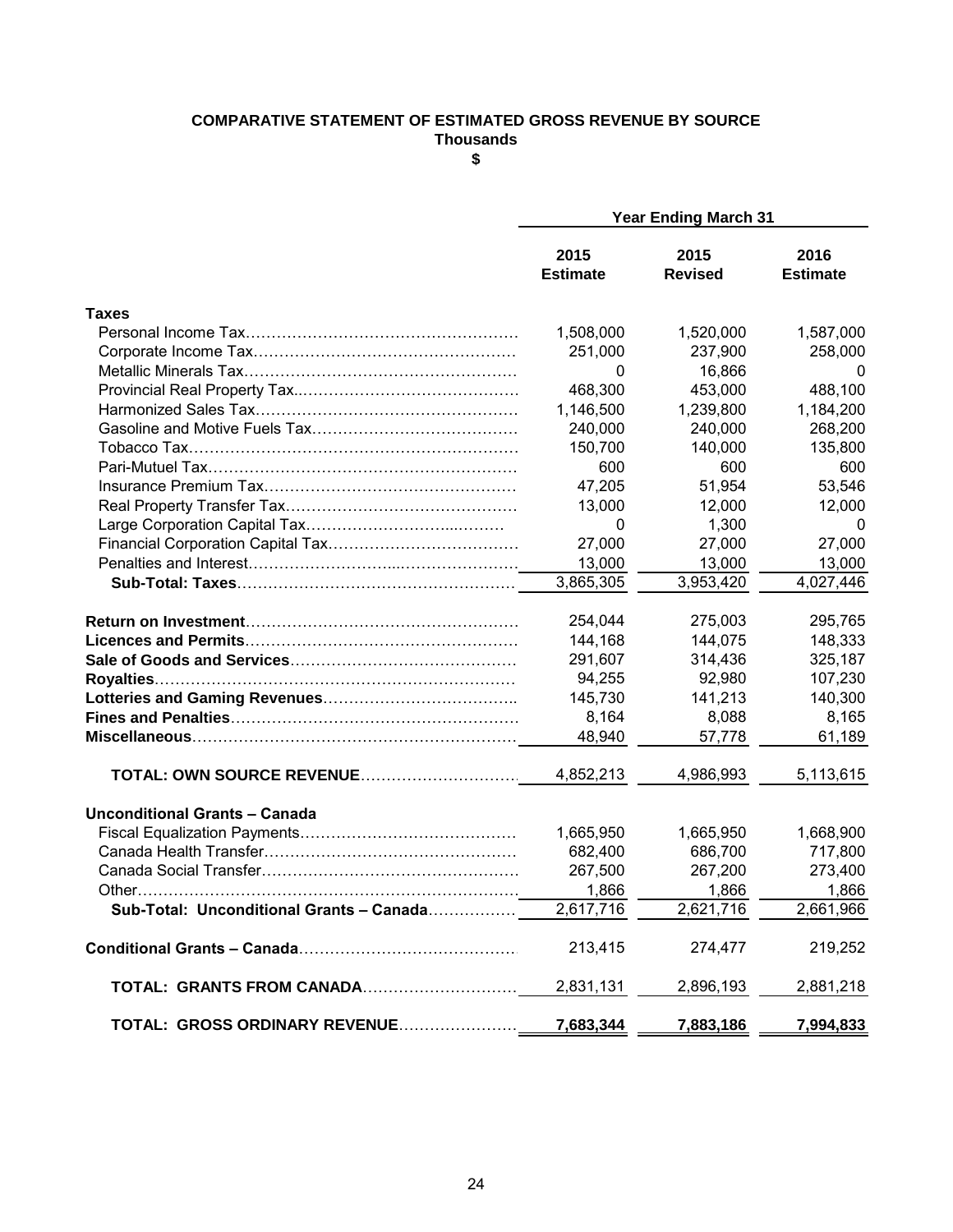**COMPARATIVE STATEMENT OF ESTIMATED GROSS REVENUE BY SOURCE**
**Thousands**
**$**

| | Year Ending March 31 | | |
|---|---|---|---|
| | **2015 Estimate** | **2015 Revised** | **2016 Estimate** |
| **Taxes** | | | |
| Personal Income Tax | 1,508,000 | 1,520,000 | 1,587,000 |
| Corporate Income Tax | 251,000 | 237,900 | 258,000 |
| Metallic Minerals Tax | 0 | 16,866 | 0 |
| Provincial Real Property Tax | 468,300 | 453,000 | 488,100 |
| Harmonized Sales Tax | 1,146,500 | 1,239,800 | 1,184,200 |
| Gasoline and Motive Fuels Tax | 240,000 | 240,000 | 268,200 |
| Tobacco Tax | 150,700 | 140,000 | 135,800 |
| Pari-Mutuel Tax | 600 | 600 | 600 |
| Insurance Premium Tax | 47,205 | 51,954 | 53,546 |
| Real Property Transfer Tax | 13,000 | 12,000 | 12,000 |
| Large Corporation Capital Tax | 0 | 1,300 | 0 |
| Financial Corporation Capital Tax | 27,000 | 27,000 | 27,000 |
| Penalties and Interest | 13,000 | 13,000 | 13,000 |
| **Sub-Total: Taxes** | 3,865,305 | 3,953,420 | 4,027,446 |
| **Return on Investment** | 254,044 | 275,003 | 295,765 |
| **Licences and Permits** | 144,168 | 144,075 | 148,333 |
| **Sale of Goods and Services** | 291,607 | 314,436 | 325,187 |
| **Royalties** | 94,255 | 92,980 | 107,230 |
| **Lotteries and Gaming Revenues** | 145,730 | 141,213 | 140,300 |
| **Fines and Penalties** | 8,164 | 8,088 | 8,165 |
| **Miscellaneous** | 48,940 | 57,778 | 61,189 |
| **TOTAL: OWN SOURCE REVENUE** | 4,852,213 | 4,986,993 | 5,113,615 |
| **Unconditional Grants – Canada** | | | |
| Fiscal Equalization Payments | 1,665,950 | 1,665,950 | 1,668,900 |
| Canada Health Transfer | 682,400 | 686,700 | 717,800 |
| Canada Social Transfer | 267,500 | 267,200 | 273,400 |
| Other | 1,866 | 1,866 | 1,866 |
| **Sub-Total: Unconditional Grants – Canada** | 2,617,716 | 2,621,716 | 2,661,966 |
| **Conditional Grants – Canada** | 213,415 | 274,477 | 219,252 |
| **TOTAL: GRANTS FROM CANADA** | 2,831,131 | 2,896,193 | 2,881,218 |
| **TOTAL: GROSS ORDINARY REVENUE** | **7,683,344** | **7,883,186** | **7,994,833** |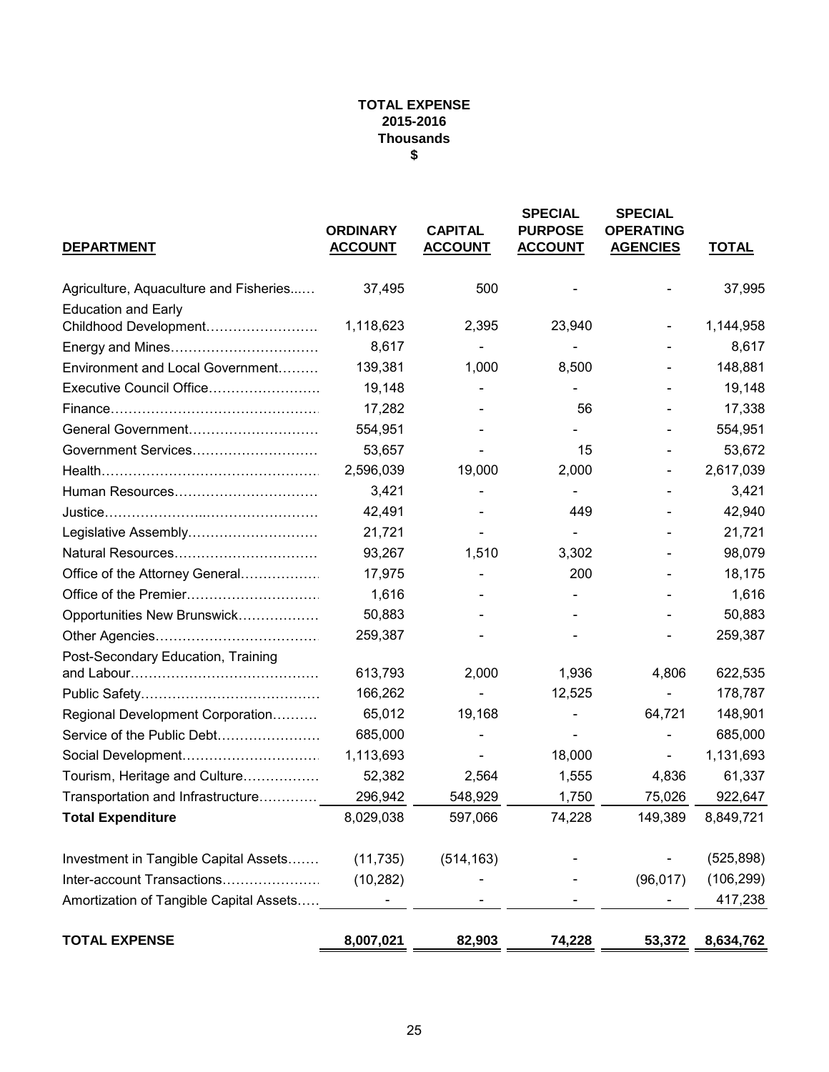**TOTAL EXPENSE**
**2015-2016**
**Thousands**
**$**

| DEPARTMENT | ORDINARY ACCOUNT | CAPITAL ACCOUNT | SPECIAL PURPOSE ACCOUNT | SPECIAL OPERATING AGENCIES | TOTAL |
|---|---|---|---|---|---|
| Agriculture, Aquaculture and Fisheries...... | 37,495 | 500 | - | - | 37,995 |
| Education and Early Childhood Development…………………… | 1,118,623 | 2,395 | 23,940 | - | 1,144,958 |
| Energy and Mines…………………………… | 8,617 | - | - | - | 8,617 |
| Environment and Local Government……… | 139,381 | 1,000 | 8,500 | - | 148,881 |
| Executive Council Office…………………… | 19,148 | - | - | - | 19,148 |
| Finance……………………………………… | 17,282 | - | 56 | - | 17,338 |
| General Government………………………… | 554,951 | - | - | - | 554,951 |
| Government Services……………………… | 53,657 | - | 15 | - | 53,672 |
| Health………………………………………… | 2,596,039 | 19,000 | 2,000 | - | 2,617,039 |
| Human Resources…………………………… | 3,421 | - | - | - | 3,421 |
| Justice………………………………………… | 42,491 | - | 449 | - | 42,940 |
| Legislative Assembly………………………… | 21,721 | - | - | - | 21,721 |
| Natural Resources…………………………… | 93,267 | 1,510 | 3,302 | - | 98,079 |
| Office of the Attorney General……………… | 17,975 | - | 200 | - | 18,175 |
| Office of the Premier………………………… | 1,616 | - | - | - | 1,616 |
| Opportunities New Brunswick……………… | 50,883 | - | - | - | 50,883 |
| Other Agencies……………………………… | 259,387 | - | - | - | 259,387 |
| Post-Secondary Education, Training and Labour…………………………………… | 613,793 | 2,000 | 1,936 | 4,806 | 622,535 |
| Public Safety………………………………… | 166,262 | - | 12,525 | - | 178,787 |
| Regional Development Corporation……… | 65,012 | 19,168 | - | 64,721 | 148,901 |
| Service of the Public Debt………………… | 685,000 | - | - | - | 685,000 |
| Social Development………………………… | 1,113,693 | - | 18,000 | - | 1,131,693 |
| Tourism, Heritage and Culture……………… | 52,382 | 2,564 | 1,555 | 4,836 | 61,337 |
| Transportation and Infrastructure………… | 296,942 | 548,929 | 1,750 | 75,026 | 922,647 |
| **Total Expenditure** | 8,029,038 | 597,066 | 74,228 | 149,389 | 8,849,721 |
| Investment in Tangible Capital Assets……. | (11,735) | (514,163) | - | - | (525,898) |
| Inter-account Transactions………………… | (10,282) | - | - | (96,017) | (106,299) |
| Amortization of Tangible Capital Assets….. | - | - | - | - | 417,238 |
| **TOTAL EXPENSE** | **8,007,021** | **82,903** | **74,228** | **53,372** | **8,634,762** |